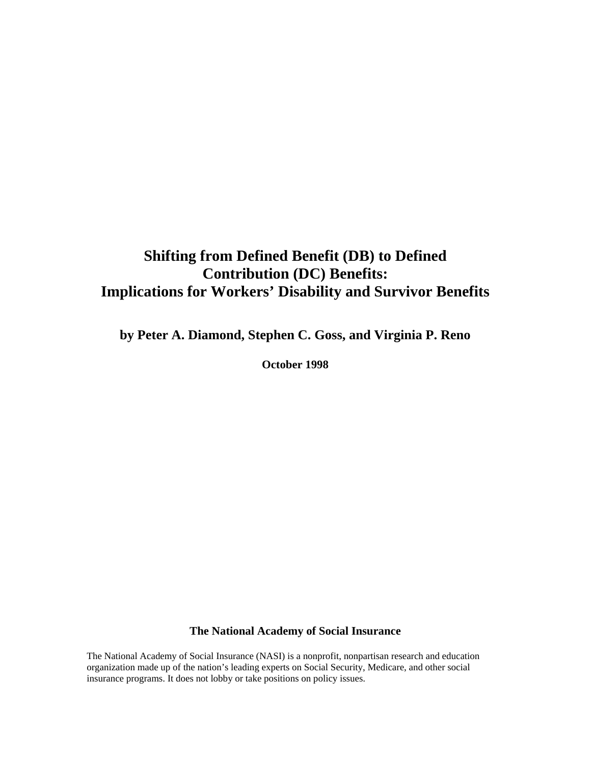# Shifting from Defined Benefit (DB) to Defined Contribution (DC) Benefits: Implications for Workers' Disability and Survivor Benefits

**by Peter A. Diamond, Stephen C. Goss, and Virginia P. Reno**

**October 1998**

**The National Academy of Social Insurance**

The National Academy of Social Insurance (NASI) is a nonprofit, nonpartisan research and education organization made up of the nation's leading experts on Social Security, Medicare, and other social insurance programs. It does not lobby or take positions on policy issues.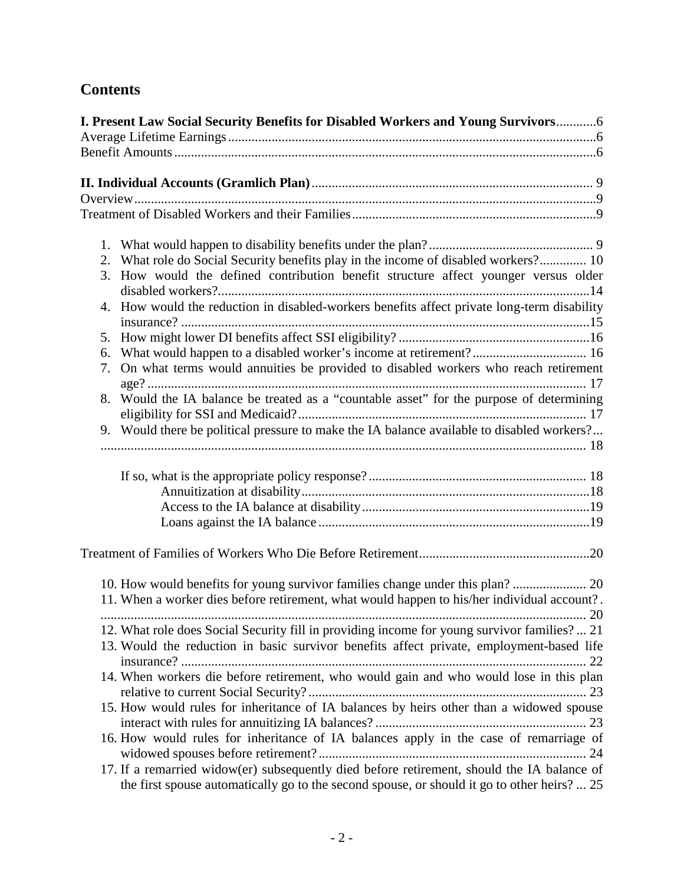# Contents

**I. Present Law Social Security Benefits for Disabled Workers and Young Survivors** ............ 6
Average Lifetime Earnings ............ 6
Benefit Amounts ............ 6

**II. Individual Accounts (Gramlich Plan)** ............ 9
Overview ............ 9
Treatment of Disabled Workers and their Families ............ 9

1. What would happen to disability benefits under the plan? ............ 9
2. What role do Social Security benefits play in the income of disabled workers? ............ 10
3. How would the defined contribution benefit structure affect younger versus older disabled workers? ............ 14
4. How would the reduction in disabled-workers benefits affect private long-term disability insurance? ............ 15
5. How might lower DI benefits affect SSI eligibility? ............ 16
6. What would happen to a disabled worker's income at retirement? ............ 16
7. On what terms would annuities be provided to disabled workers who reach retirement age? ............ 17
8. Would the IA balance be treated as a "countable asset" for the purpose of determining eligibility for SSI and Medicaid? ............ 17
9. Would there be political pressure to make the IA balance available to disabled workers? ............ 18

   If so, what is the appropriate policy response? ............ 18
      Annuitization at disability ............ 18
      Access to the IA balance at disability ............ 19
      Loans against the IA balance ............ 19

Treatment of Families of Workers Who Die Before Retirement ............ 20

10. How would benefits for young survivor families change under this plan? ............ 20
11. When a worker dies before retirement, what would happen to his/her individual account? ............ 20
12. What role does Social Security fill in providing income for young survivor families? ... 21
13. Would the reduction in basic survivor benefits affect private, employment-based life insurance? ............ 22
14. When workers die before retirement, who would gain and who would lose in this plan relative to current Social Security? ............ 23
15. How would rules for inheritance of IA balances by heirs other than a widowed spouse interact with rules for annuitizing IA balances? ............ 23
16. How would rules for inheritance of IA balances apply in the case of remarriage of widowed spouses before retirement? ............ 24
17. If a remarried widow(er) subsequently died before retirement, should the IA balance of the first spouse automatically go to the second spouse, or should it go to other heirs? ... 25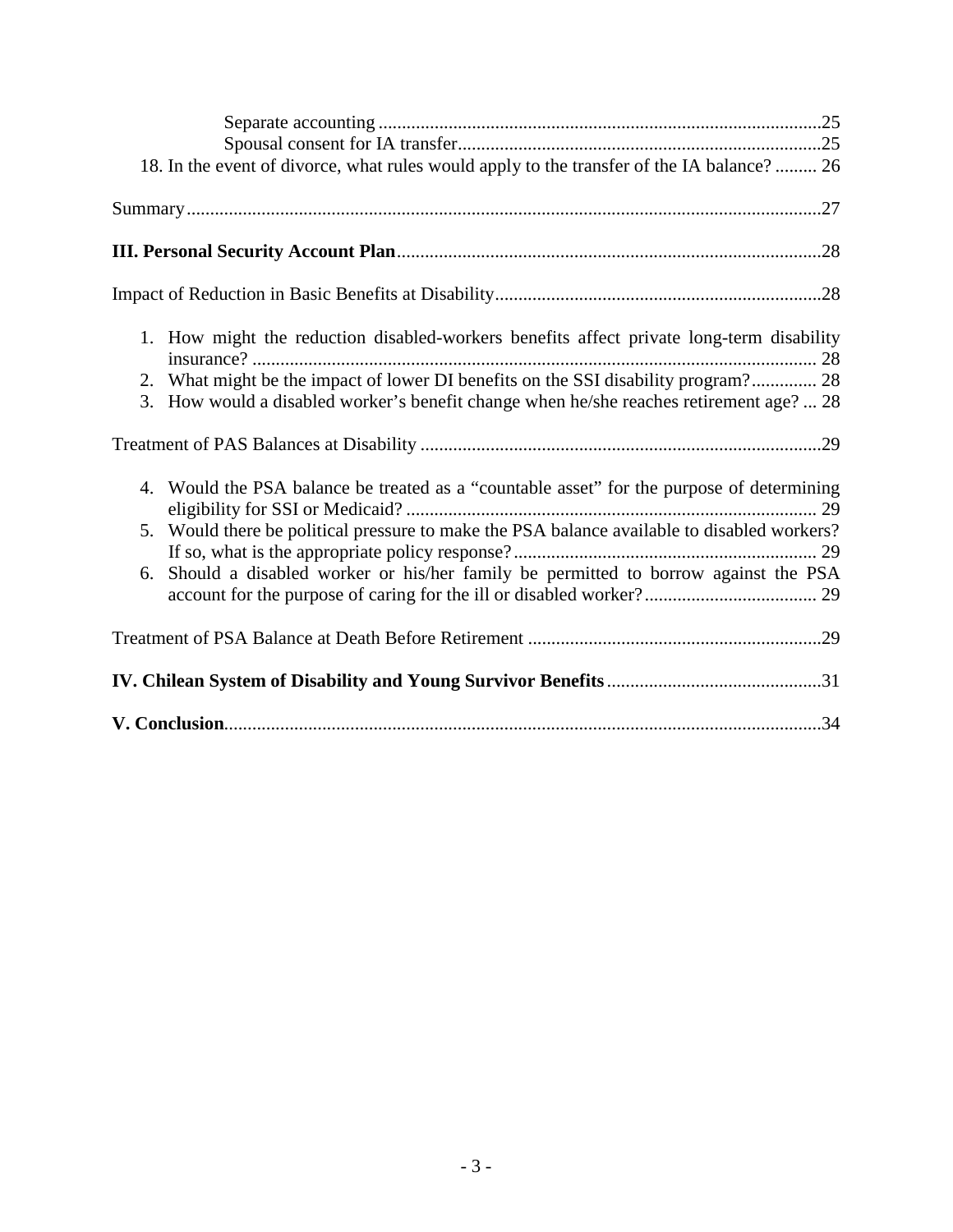Separate accounting ..............................................................................................25

Spousal consent for IA transfer.............................................................................25

18. In the event of divorce, what rules would apply to the transfer of the IA balance? ......... 26

Summary......................................................................................................................27

**III. Personal Security Account Plan**..........................................................................................28

Impact of Reduction in Basic Benefits at Disability......................................................................28

1. How might the reduction disabled-workers benefits affect private long-term disability insurance? ......................................................................................................................... 28
2. What might be the impact of lower DI benefits on the SSI disability program?............. 28
3. How would a disabled worker's benefit change when he/she reaches retirement age? ... 28

Treatment of PAS Balances at Disability .....................................................................................29

4. Would the PSA balance be treated as a "countable asset" for the purpose of determining eligibility for SSI or Medicaid? ........................................................................................ 29
5. Would there be political pressure to make the PSA balance available to disabled workers? If so, what is the appropriate policy response?................................................................ 29
6. Should a disabled worker or his/her family be permitted to borrow against the PSA account for the purpose of caring for the ill or disabled worker?..................................... 29

Treatment of PSA Balance at Death Before Retirement ..............................................................29

**IV. Chilean System of Disability and Young Survivor Benefits**.............................................31

**V. Conclusion**..............................................................................................................................34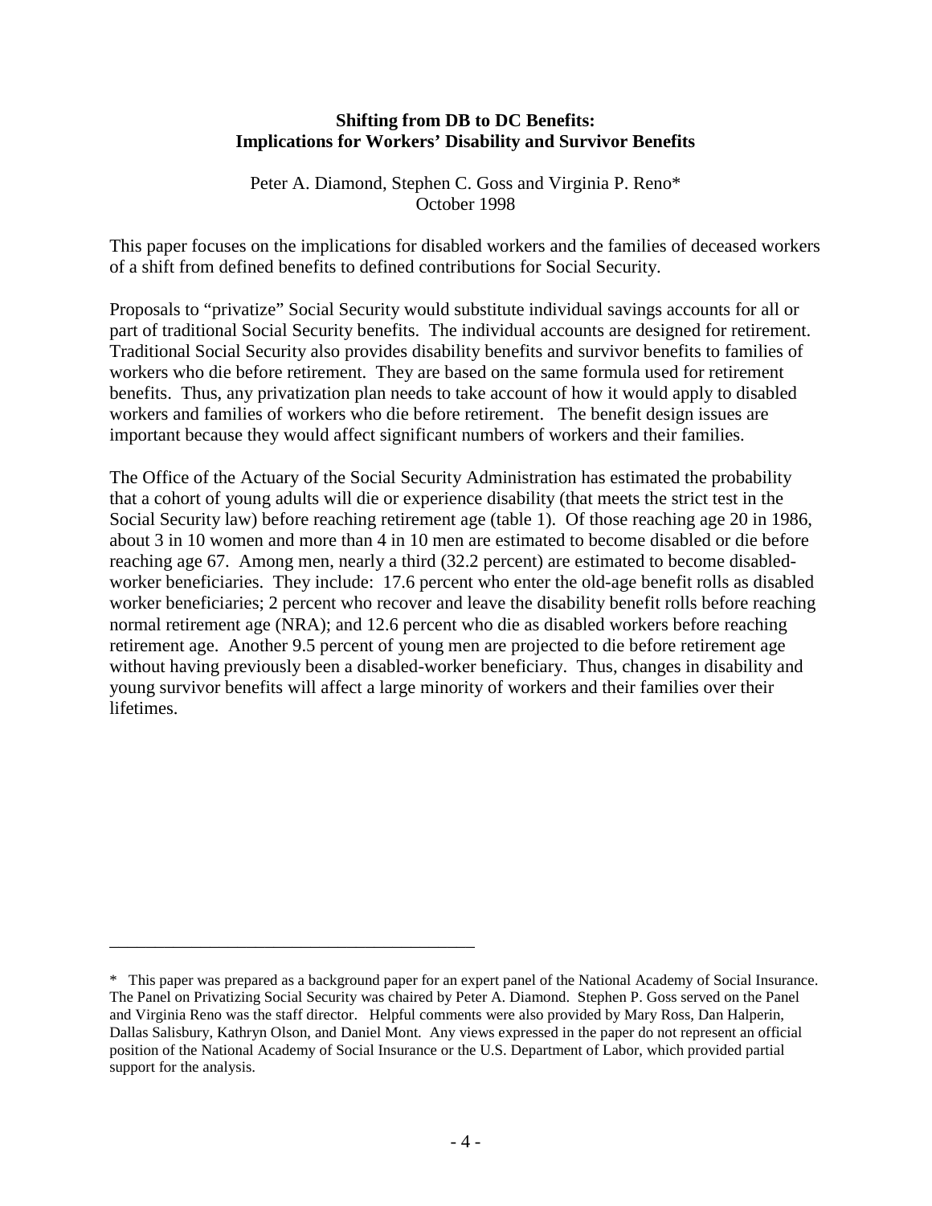**Shifting from DB to DC Benefits:**
**Implications for Workers' Disability and Survivor Benefits**

Peter A. Diamond, Stephen C. Goss and Virginia P. Reno*
October 1998

This paper focuses on the implications for disabled workers and the families of deceased workers of a shift from defined benefits to defined contributions for Social Security.

Proposals to "privatize" Social Security would substitute individual savings accounts for all or part of traditional Social Security benefits. The individual accounts are designed for retirement. Traditional Social Security also provides disability benefits and survivor benefits to families of workers who die before retirement. They are based on the same formula used for retirement benefits. Thus, any privatization plan needs to take account of how it would apply to disabled workers and families of workers who die before retirement. The benefit design issues are important because they would affect significant numbers of workers and their families.

The Office of the Actuary of the Social Security Administration has estimated the probability that a cohort of young adults will die or experience disability (that meets the strict test in the Social Security law) before reaching retirement age (table 1). Of those reaching age 20 in 1986, about 3 in 10 women and more than 4 in 10 men are estimated to become disabled or die before reaching age 67. Among men, nearly a third (32.2 percent) are estimated to become disabled-worker beneficiaries. They include: 17.6 percent who enter the old-age benefit rolls as disabled worker beneficiaries; 2 percent who recover and leave the disability benefit rolls before reaching normal retirement age (NRA); and 12.6 percent who die as disabled workers before reaching retirement age. Another 9.5 percent of young men are projected to die before retirement age without having previously been a disabled-worker beneficiary. Thus, changes in disability and young survivor benefits will affect a large minority of workers and their families over their lifetimes.

---

* This paper was prepared as a background paper for an expert panel of the National Academy of Social Insurance. The Panel on Privatizing Social Security was chaired by Peter A. Diamond. Stephen P. Goss served on the Panel and Virginia Reno was the staff director. Helpful comments were also provided by Mary Ross, Dan Halperin, Dallas Salisbury, Kathryn Olson, and Daniel Mont. Any views expressed in the paper do not represent an official position of the National Academy of Social Insurance or the U.S. Department of Labor, which provided partial support for the analysis.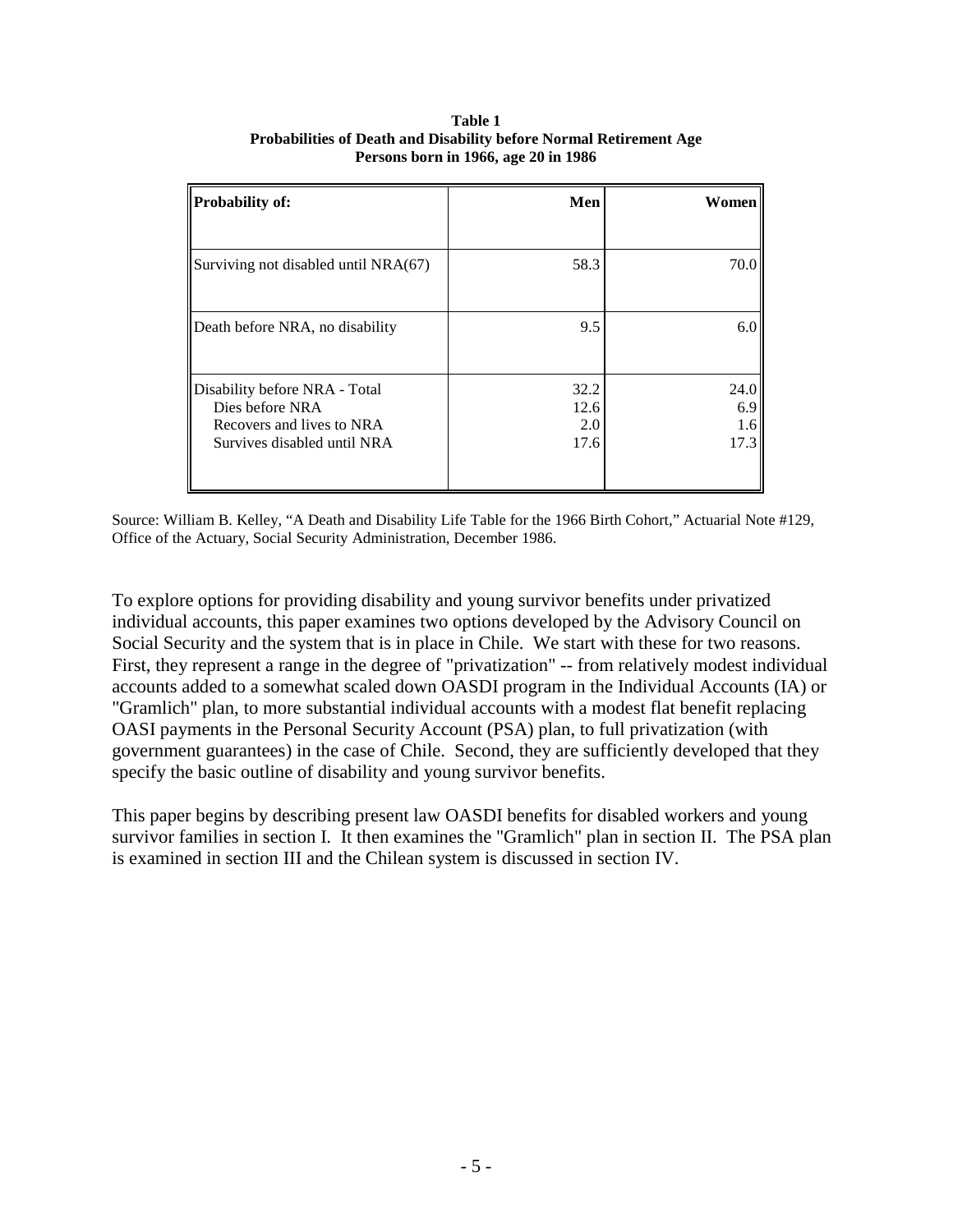**Table 1**
**Probabilities of Death and Disability before Normal Retirement Age**
**Persons born in 1966, age 20 in 1986**

| Probability of: | Men | Women |
|---|---|---|
| Surviving not disabled until NRA(67) | 58.3 | 70.0 |
| Death before NRA, no disability | 9.5 | 6.0 |
| Disability before NRA - Total | 32.2 | 24.0 |
| Dies before NRA | 12.6 | 6.9 |
| Recovers and lives to NRA | 2.0 | 1.6 |
| Survives disabled until NRA | 17.6 | 17.3 |

Source: William B. Kelley, "A Death and Disability Life Table for the 1966 Birth Cohort," Actuarial Note #129, Office of the Actuary, Social Security Administration, December 1986.

To explore options for providing disability and young survivor benefits under privatized individual accounts, this paper examines two options developed by the Advisory Council on Social Security and the system that is in place in Chile. We start with these for two reasons. First, they represent a range in the degree of "privatization" -- from relatively modest individual accounts added to a somewhat scaled down OASDI program in the Individual Accounts (IA) or "Gramlich" plan, to more substantial individual accounts with a modest flat benefit replacing OASI payments in the Personal Security Account (PSA) plan, to full privatization (with government guarantees) in the case of Chile. Second, they are sufficiently developed that they specify the basic outline of disability and young survivor benefits.

This paper begins by describing present law OASDI benefits for disabled workers and young survivor families in section I. It then examines the "Gramlich" plan in section II. The PSA plan is examined in section III and the Chilean system is discussed in section IV.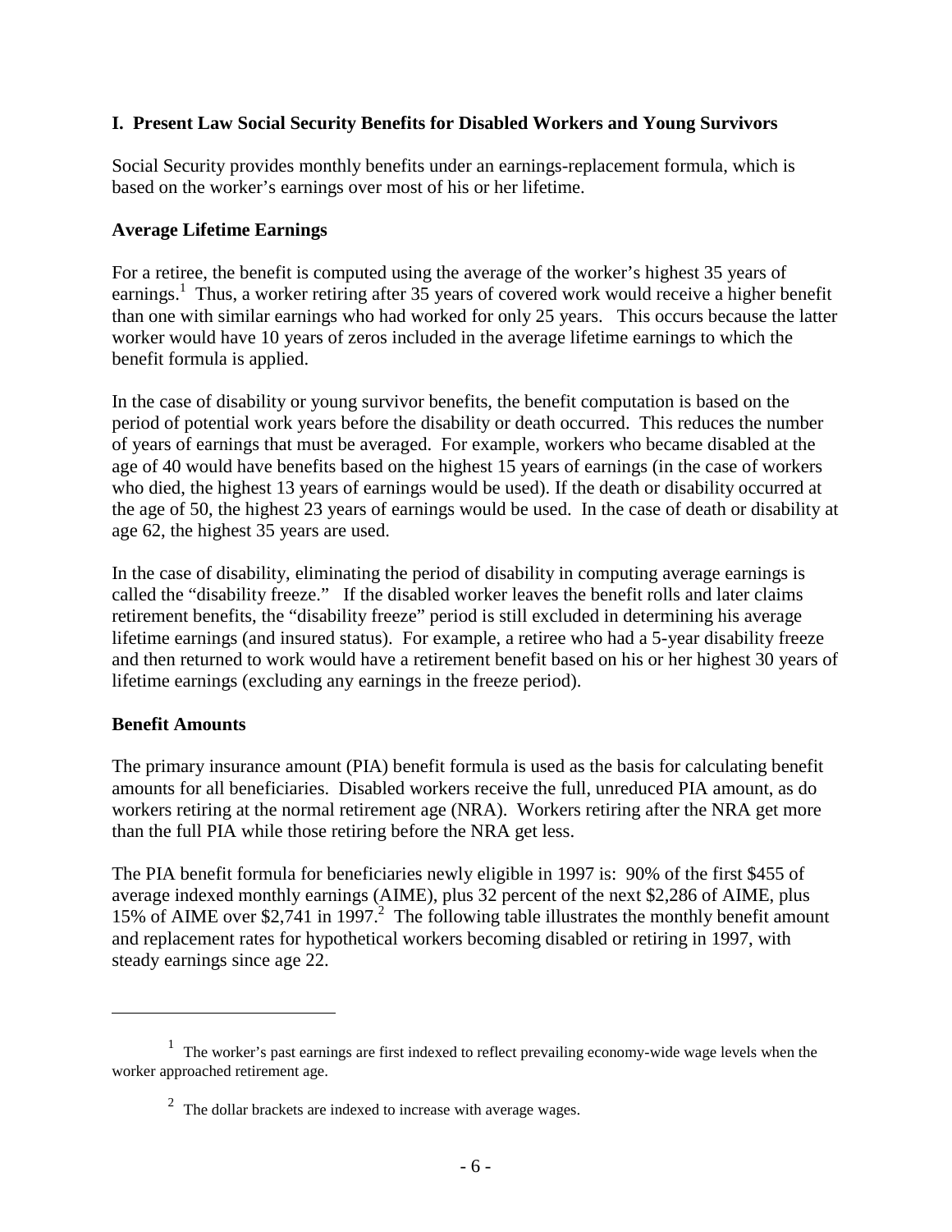## I. Present Law Social Security Benefits for Disabled Workers and Young Survivors

Social Security provides monthly benefits under an earnings-replacement formula, which is based on the worker's earnings over most of his or her lifetime.

### Average Lifetime Earnings

For a retiree, the benefit is computed using the average of the worker's highest 35 years of earnings.[1] Thus, a worker retiring after 35 years of covered work would receive a higher benefit than one with similar earnings who had worked for only 25 years. This occurs because the latter worker would have 10 years of zeros included in the average lifetime earnings to which the benefit formula is applied.

In the case of disability or young survivor benefits, the benefit computation is based on the period of potential work years before the disability or death occurred. This reduces the number of years of earnings that must be averaged. For example, workers who became disabled at the age of 40 would have benefits based on the highest 15 years of earnings (in the case of workers who died, the highest 13 years of earnings would be used). If the death or disability occurred at the age of 50, the highest 23 years of earnings would be used. In the case of death or disability at age 62, the highest 35 years are used.

In the case of disability, eliminating the period of disability in computing average earnings is called the "disability freeze." If the disabled worker leaves the benefit rolls and later claims retirement benefits, the "disability freeze" period is still excluded in determining his average lifetime earnings (and insured status). For example, a retiree who had a 5-year disability freeze and then returned to work would have a retirement benefit based on his or her highest 30 years of lifetime earnings (excluding any earnings in the freeze period).

### Benefit Amounts

The primary insurance amount (PIA) benefit formula is used as the basis for calculating benefit amounts for all beneficiaries. Disabled workers receive the full, unreduced PIA amount, as do workers retiring at the normal retirement age (NRA). Workers retiring after the NRA get more than the full PIA while those retiring before the NRA get less.

The PIA benefit formula for beneficiaries newly eligible in 1997 is: 90% of the first $455 of average indexed monthly earnings (AIME), plus 32 percent of the next $2,286 of AIME, plus 15% of AIME over $2,741 in 1997.[2] The following table illustrates the monthly benefit amount and replacement rates for hypothetical workers becoming disabled or retiring in 1997, with steady earnings since age 22.

---

[1] The worker's past earnings are first indexed to reflect prevailing economy-wide wage levels when the worker approached retirement age.

[2] The dollar brackets are indexed to increase with average wages.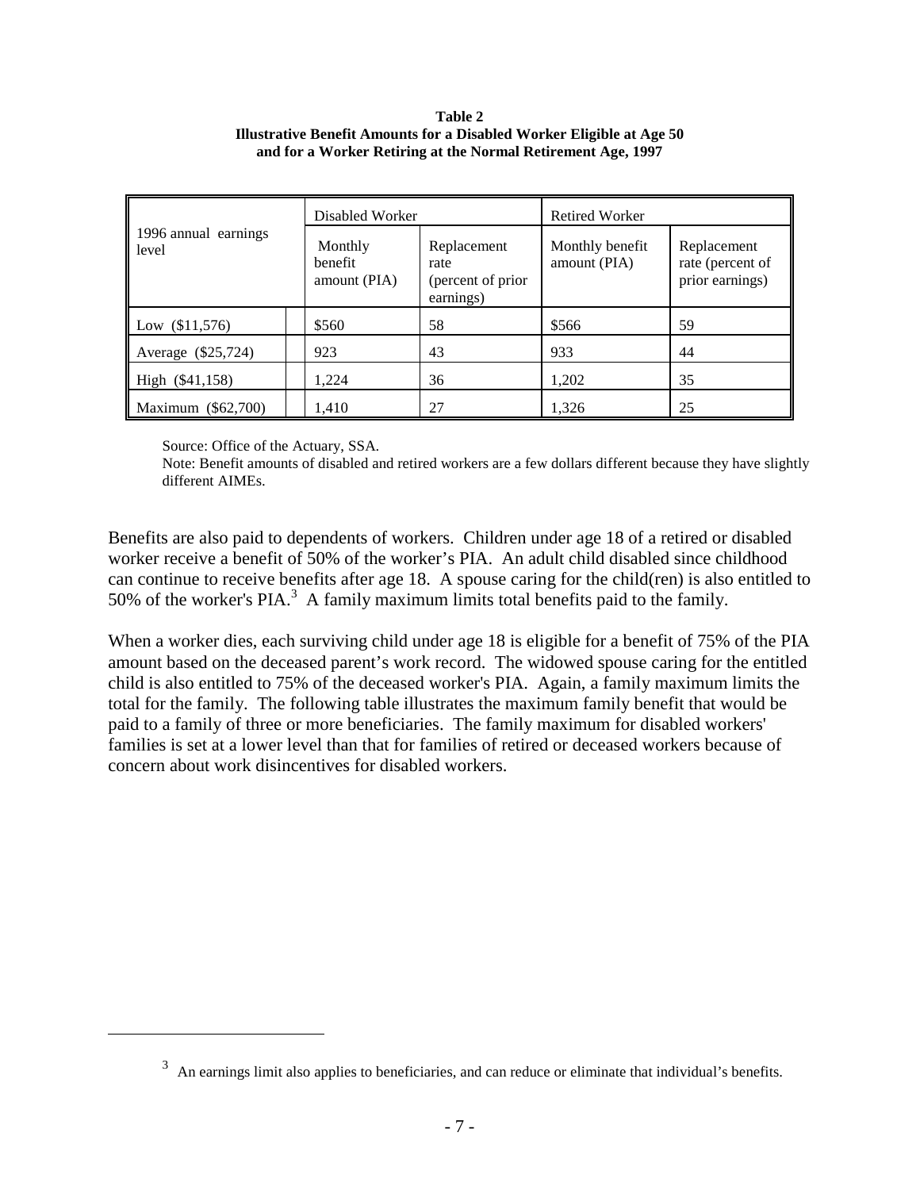**Table 2**
**Illustrative Benefit Amounts for a Disabled Worker Eligible at Age 50 and for a Worker Retiring at the Normal Retirement Age, 1997**

| 1996 annual earnings level | Disabled Worker | | Retired Worker | |
|---|---|---|---|---|
| | Monthly benefit amount (PIA) | Replacement rate (percent of prior earnings) | Monthly benefit amount (PIA) | Replacement rate (percent of prior earnings) |
| Low ($11,576) | $560 | 58 | $566 | 59 |
| Average ($25,724) | 923 | 43 | 933 | 44 |
| High ($41,158) | 1,224 | 36 | 1,202 | 35 |
| Maximum ($62,700) | 1,410 | 27 | 1,326 | 25 |

Source: Office of the Actuary, SSA.
Note: Benefit amounts of disabled and retired workers are a few dollars different because they have slightly different AIMEs.

Benefits are also paid to dependents of workers. Children under age 18 of a retired or disabled worker receive a benefit of 50% of the worker's PIA. An adult child disabled since childhood can continue to receive benefits after age 18. A spouse caring for the child(ren) is also entitled to 50% of the worker's PIA.[3] A family maximum limits total benefits paid to the family.

When a worker dies, each surviving child under age 18 is eligible for a benefit of 75% of the PIA amount based on the deceased parent's work record. The widowed spouse caring for the entitled child is also entitled to 75% of the deceased worker's PIA. Again, a family maximum limits the total for the family. The following table illustrates the maximum family benefit that would be paid to a family of three or more beneficiaries. The family maximum for disabled workers' families is set at a lower level than that for families of retired or deceased workers because of concern about work disincentives for disabled workers.

[3] An earnings limit also applies to beneficiaries, and can reduce or eliminate that individual's benefits.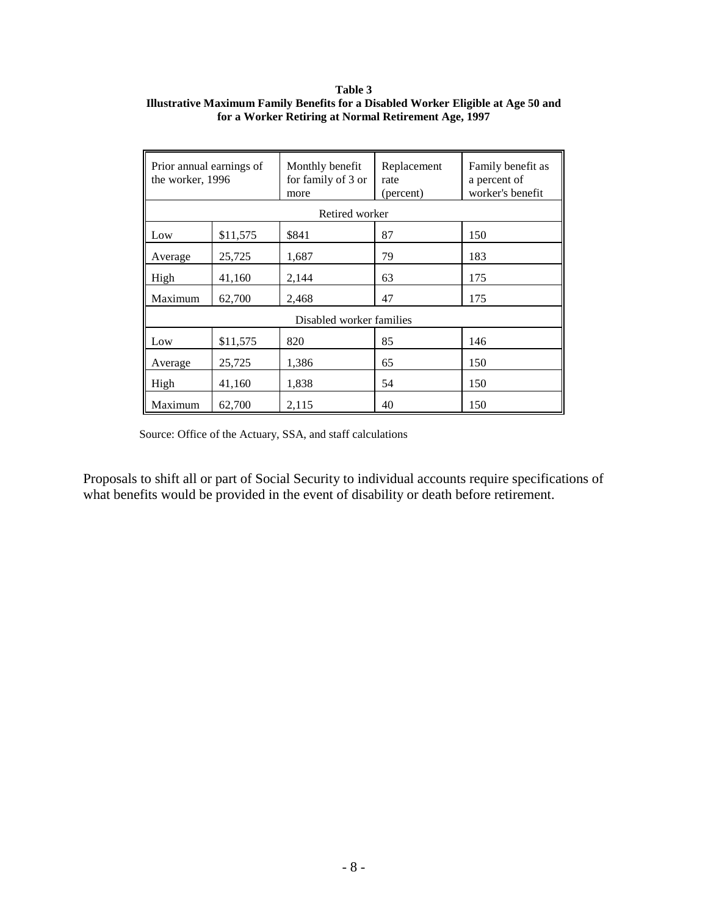**Table 3**
**Illustrative Maximum Family Benefits for a Disabled Worker Eligible at Age 50 and for a Worker Retiring at Normal Retirement Age, 1997**

| Prior annual earnings of the worker, 1996 | | Monthly benefit for family of 3 or more | Replacement rate (percent) | Family benefit as a percent of worker's benefit |
|---|---|---|---|---|
| Retired worker | | | | |
| Low | $11,575 | $841 | 87 | 150 |
| Average | 25,725 | 1,687 | 79 | 183 |
| High | 41,160 | 2,144 | 63 | 175 |
| Maximum | 62,700 | 2,468 | 47 | 175 |
| Disabled worker families | | | | |
| Low | $11,575 | 820 | 85 | 146 |
| Average | 25,725 | 1,386 | 65 | 150 |
| High | 41,160 | 1,838 | 54 | 150 |
| Maximum | 62,700 | 2,115 | 40 | 150 |

Source: Office of the Actuary, SSA, and staff calculations

Proposals to shift all or part of Social Security to individual accounts require specifications of what benefits would be provided in the event of disability or death before retirement.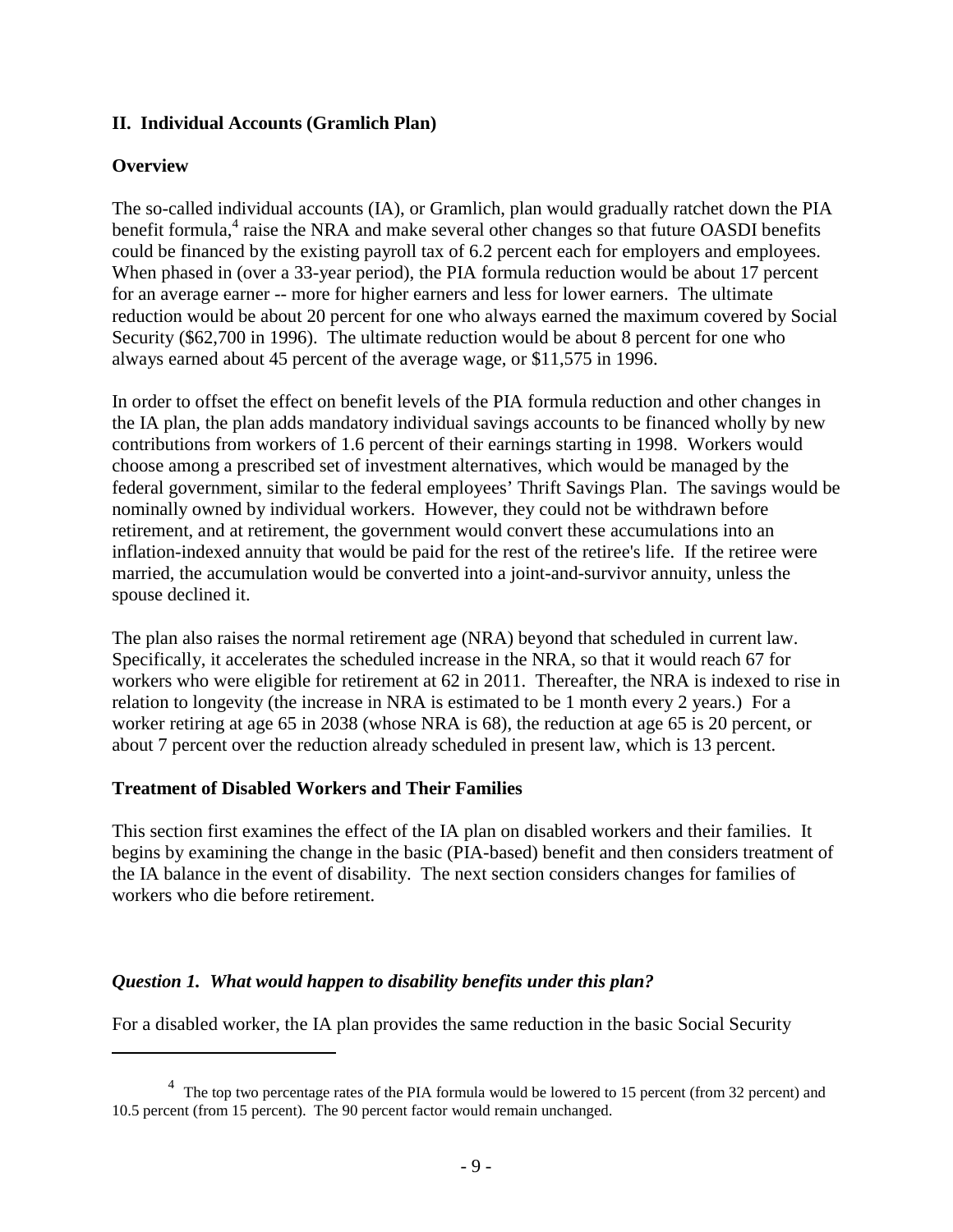## II. Individual Accounts (Gramlich Plan)

### Overview

The so-called individual accounts (IA), or Gramlich, plan would gradually ratchet down the PIA benefit formula,[4] raise the NRA and make several other changes so that future OASDI benefits could be financed by the existing payroll tax of 6.2 percent each for employers and employees. When phased in (over a 33-year period), the PIA formula reduction would be about 17 percent for an average earner -- more for higher earners and less for lower earners. The ultimate reduction would be about 20 percent for one who always earned the maximum covered by Social Security ($62,700 in 1996). The ultimate reduction would be about 8 percent for one who always earned about 45 percent of the average wage, or $11,575 in 1996.

In order to offset the effect on benefit levels of the PIA formula reduction and other changes in the IA plan, the plan adds mandatory individual savings accounts to be financed wholly by new contributions from workers of 1.6 percent of their earnings starting in 1998. Workers would choose among a prescribed set of investment alternatives, which would be managed by the federal government, similar to the federal employees' Thrift Savings Plan. The savings would be nominally owned by individual workers. However, they could not be withdrawn before retirement, and at retirement, the government would convert these accumulations into an inflation-indexed annuity that would be paid for the rest of the retiree's life. If the retiree were married, the accumulation would be converted into a joint-and-survivor annuity, unless the spouse declined it.

The plan also raises the normal retirement age (NRA) beyond that scheduled in current law. Specifically, it accelerates the scheduled increase in the NRA, so that it would reach 67 for workers who were eligible for retirement at 62 in 2011. Thereafter, the NRA is indexed to rise in relation to longevity (the increase in NRA is estimated to be 1 month every 2 years.) For a worker retiring at age 65 in 2038 (whose NRA is 68), the reduction at age 65 is 20 percent, or about 7 percent over the reduction already scheduled in present law, which is 13 percent.

### Treatment of Disabled Workers and Their Families

This section first examines the effect of the IA plan on disabled workers and their families. It begins by examining the change in the basic (PIA-based) benefit and then considers treatment of the IA balance in the event of disability. The next section considers changes for families of workers who die before retirement.

#### *Question 1. What would happen to disability benefits under this plan?*

For a disabled worker, the IA plan provides the same reduction in the basic Social Security

---

[4] The top two percentage rates of the PIA formula would be lowered to 15 percent (from 32 percent) and 10.5 percent (from 15 percent). The 90 percent factor would remain unchanged.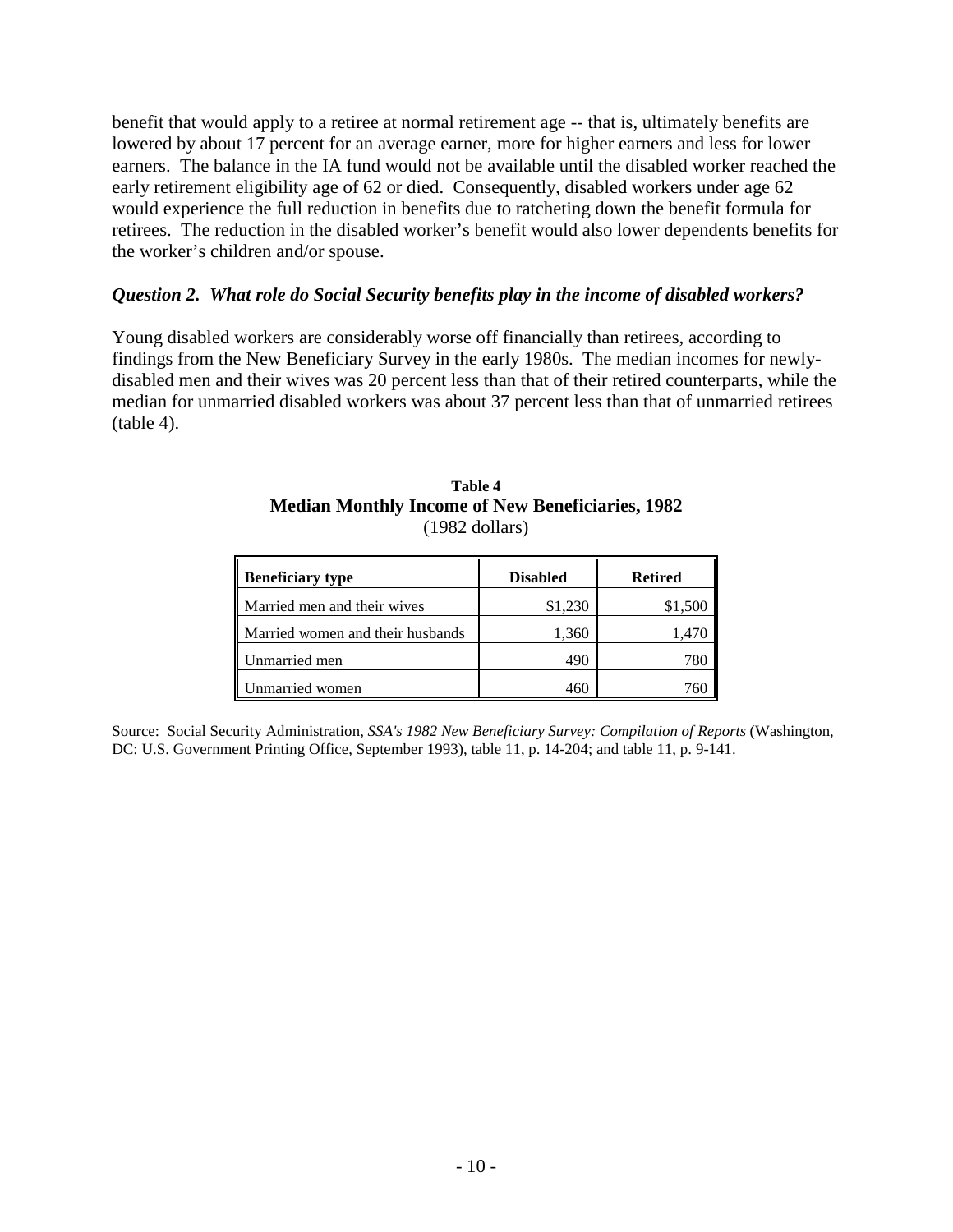benefit that would apply to a retiree at normal retirement age -- that is, ultimately benefits are lowered by about 17 percent for an average earner, more for higher earners and less for lower earners. The balance in the IA fund would not be available until the disabled worker reached the early retirement eligibility age of 62 or died. Consequently, disabled workers under age 62 would experience the full reduction in benefits due to ratcheting down the benefit formula for retirees. The reduction in the disabled worker's benefit would also lower dependents benefits for the worker's children and/or spouse.

***Question 2. What role do Social Security benefits play in the income of disabled workers?***

Young disabled workers are considerably worse off financially than retirees, according to findings from the New Beneficiary Survey in the early 1980s. The median incomes for newly-disabled men and their wives was 20 percent less than that of their retired counterparts, while the median for unmarried disabled workers was about 37 percent less than that of unmarried retirees (table 4).

**Table 4**
**Median Monthly Income of New Beneficiaries, 1982**
(1982 dollars)

| Beneficiary type | Disabled | Retired |
|---|---|---|
| Married men and their wives | $1,230 | $1,500 |
| Married women and their husbands | 1,360 | 1,470 |
| Unmarried men | 490 | 780 |
| Unmarried women | 460 | 760 |

Source: Social Security Administration, *SSA's 1982 New Beneficiary Survey: Compilation of Reports* (Washington, DC: U.S. Government Printing Office, September 1993), table 11, p. 14-204; and table 11, p. 9-141.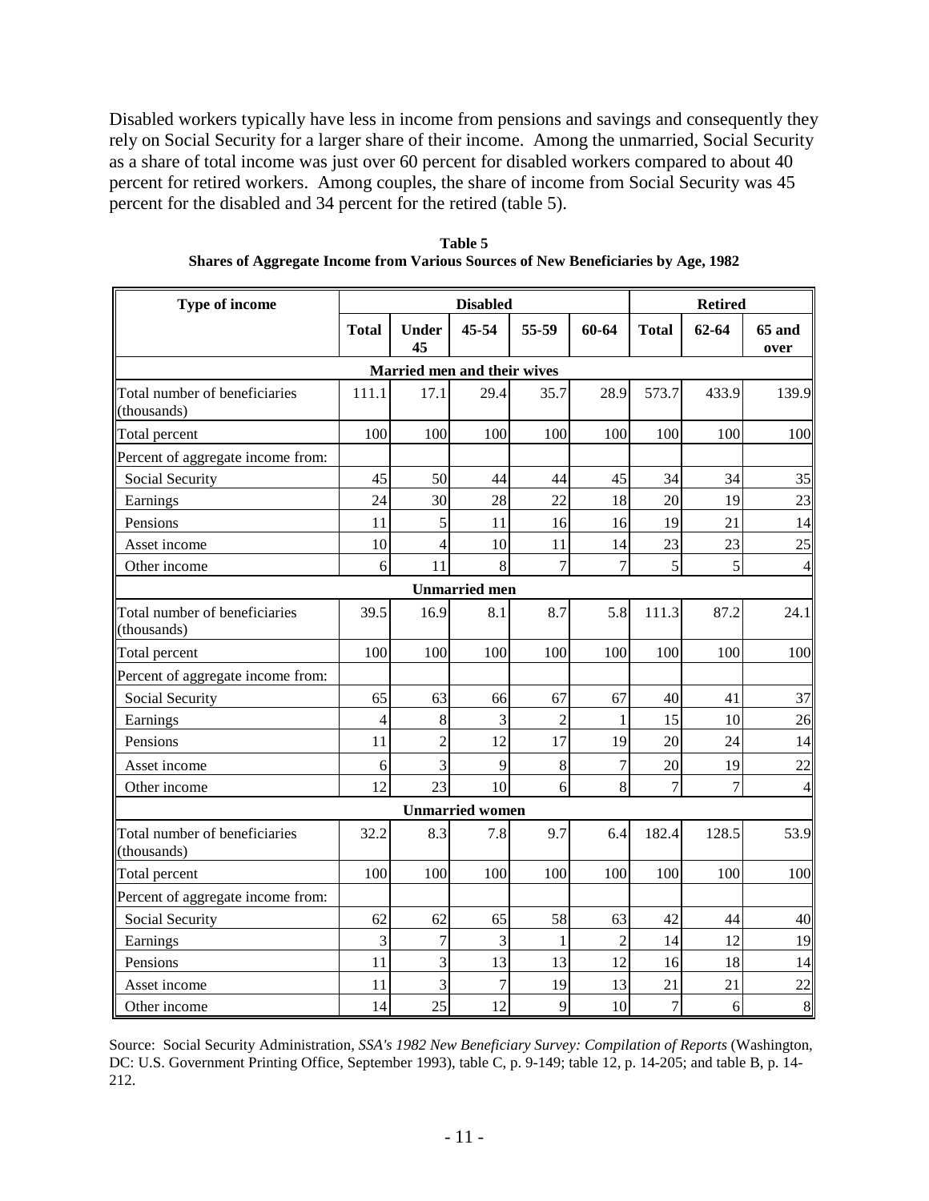Disabled workers typically have less in income from pensions and savings and consequently they rely on Social Security for a larger share of their income. Among the unmarried, Social Security as a share of total income was just over 60 percent for disabled workers compared to about 40 percent for retired workers. Among couples, the share of income from Social Security was 45 percent for the disabled and 34 percent for the retired (table 5).

**Table 5**
**Shares of Aggregate Income from Various Sources of New Beneficiaries by Age, 1982**

| Type of income | Disabled | | | | | Retired | | |
|---|---|---|---|---|---|---|---|---|
| | Total | Under 45 | 45-54 | 55-59 | 60-64 | Total | 62-64 | 65 and over |
| **Married men and their wives** | | | | | | | | |
| Total number of beneficiaries (thousands) | 111.1 | 17.1 | 29.4 | 35.7 | 28.9 | 573.7 | 433.9 | 139.9 |
| Total percent | 100 | 100 | 100 | 100 | 100 | 100 | 100 | 100 |
| Percent of aggregate income from: | | | | | | | | |
| Social Security | 45 | 50 | 44 | 44 | 45 | 34 | 34 | 35 |
| Earnings | 24 | 30 | 28 | 22 | 18 | 20 | 19 | 23 |
| Pensions | 11 | 5 | 11 | 16 | 16 | 19 | 21 | 14 |
| Asset income | 10 | 4 | 10 | 11 | 14 | 23 | 23 | 25 |
| Other income | 6 | 11 | 8 | 7 | 7 | 5 | 5 | 4 |
| **Unmarried men** | | | | | | | | |
| Total number of beneficiaries (thousands) | 39.5 | 16.9 | 8.1 | 8.7 | 5.8 | 111.3 | 87.2 | 24.1 |
| Total percent | 100 | 100 | 100 | 100 | 100 | 100 | 100 | 100 |
| Percent of aggregate income from: | | | | | | | | |
| Social Security | 65 | 63 | 66 | 67 | 67 | 40 | 41 | 37 |
| Earnings | 4 | 8 | 3 | 2 | 1 | 15 | 10 | 26 |
| Pensions | 11 | 2 | 12 | 17 | 19 | 20 | 24 | 14 |
| Asset income | 6 | 3 | 9 | 8 | 7 | 20 | 19 | 22 |
| Other income | 12 | 23 | 10 | 6 | 8 | 7 | 7 | 4 |
| **Unmarried women** | | | | | | | | |
| Total number of beneficiaries (thousands) | 32.2 | 8.3 | 7.8 | 9.7 | 6.4 | 182.4 | 128.5 | 53.9 |
| Total percent | 100 | 100 | 100 | 100 | 100 | 100 | 100 | 100 |
| Percent of aggregate income from: | | | | | | | | |
| Social Security | 62 | 62 | 65 | 58 | 63 | 42 | 44 | 40 |
| Earnings | 3 | 7 | 3 | 1 | 2 | 14 | 12 | 19 |
| Pensions | 11 | 3 | 13 | 13 | 12 | 16 | 18 | 14 |
| Asset income | 11 | 3 | 7 | 19 | 13 | 21 | 21 | 22 |
| Other income | 14 | 25 | 12 | 9 | 10 | 7 | 6 | 8 |

Source: Social Security Administration, *SSA's 1982 New Beneficiary Survey: Compilation of Reports* (Washington, DC: U.S. Government Printing Office, September 1993), table C, p. 9-149; table 12, p. 14-205; and table B, p. 14-212.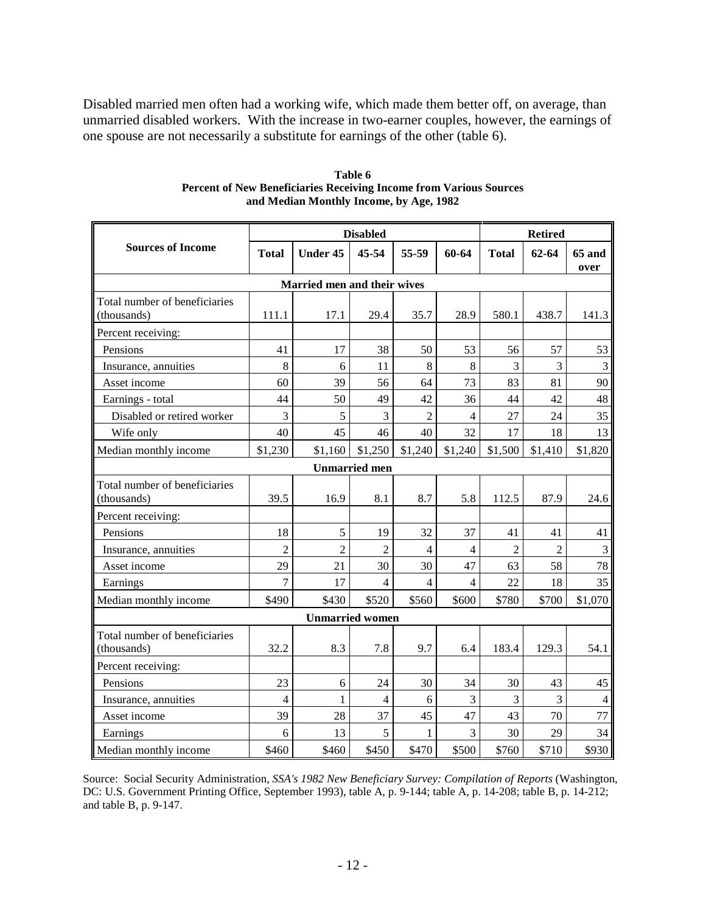Disabled married men often had a working wife, which made them better off, on average, than unmarried disabled workers. With the increase in two-earner couples, however, the earnings of one spouse are not necessarily a substitute for earnings of the other (table 6).

**Table 6**
**Percent of New Beneficiaries Receiving Income from Various Sources and Median Monthly Income, by Age, 1982**

| Sources of Income | Disabled | | | | | Retired | | |
|---|---|---|---|---|---|---|---|---|
| | Total | Under 45 | 45-54 | 55-59 | 60-64 | Total | 62-64 | 65 and over |
| **Married men and their wives** | | | | | | | | |
| Total number of beneficiaries (thousands) | 111.1 | 17.1 | 29.4 | 35.7 | 28.9 | 580.1 | 438.7 | 141.3 |
| Percent receiving: | | | | | | | | |
| Pensions | 41 | 17 | 38 | 50 | 53 | 56 | 57 | 53 |
| Insurance, annuities | 8 | 6 | 11 | 8 | 8 | 3 | 3 | 3 |
| Asset income | 60 | 39 | 56 | 64 | 73 | 83 | 81 | 90 |
| Earnings - total | 44 | 50 | 49 | 42 | 36 | 44 | 42 | 48 |
| Disabled or retired worker | 3 | 5 | 3 | 2 | 4 | 27 | 24 | 35 |
| Wife only | 40 | 45 | 46 | 40 | 32 | 17 | 18 | 13 |
| Median monthly income | $1,230 | $1,160 | $1,250 | $1,240 | $1,240 | $1,500 | $1,410 | $1,820 |
| **Unmarried men** | | | | | | | | |
| Total number of beneficiaries (thousands) | 39.5 | 16.9 | 8.1 | 8.7 | 5.8 | 112.5 | 87.9 | 24.6 |
| Percent receiving: | | | | | | | | |
| Pensions | 18 | 5 | 19 | 32 | 37 | 41 | 41 | 41 |
| Insurance, annuities | 2 | 2 | 2 | 4 | 4 | 2 | 2 | 3 |
| Asset income | 29 | 21 | 30 | 30 | 47 | 63 | 58 | 78 |
| Earnings | 7 | 17 | 4 | 4 | 4 | 22 | 18 | 35 |
| Median monthly income | $490 | $430 | $520 | $560 | $600 | $780 | $700 | $1,070 |
| **Unmarried women** | | | | | | | | |
| Total number of beneficiaries (thousands) | 32.2 | 8.3 | 7.8 | 9.7 | 6.4 | 183.4 | 129.3 | 54.1 |
| Percent receiving: | | | | | | | | |
| Pensions | 23 | 6 | 24 | 30 | 34 | 30 | 43 | 45 |
| Insurance, annuities | 4 | 1 | 4 | 6 | 3 | 3 | 3 | 4 |
| Asset income | 39 | 28 | 37 | 45 | 47 | 43 | 70 | 77 |
| Earnings | 6 | 13 | 5 | 1 | 3 | 30 | 29 | 34 |
| Median monthly income | $460 | $460 | $450 | $470 | $500 | $760 | $710 | $930 |

Source: Social Security Administration, *SSA's 1982 New Beneficiary Survey: Compilation of Reports* (Washington, DC: U.S. Government Printing Office, September 1993), table A, p. 9-144; table A, p. 14-208; table B, p. 14-212; and table B, p. 9-147.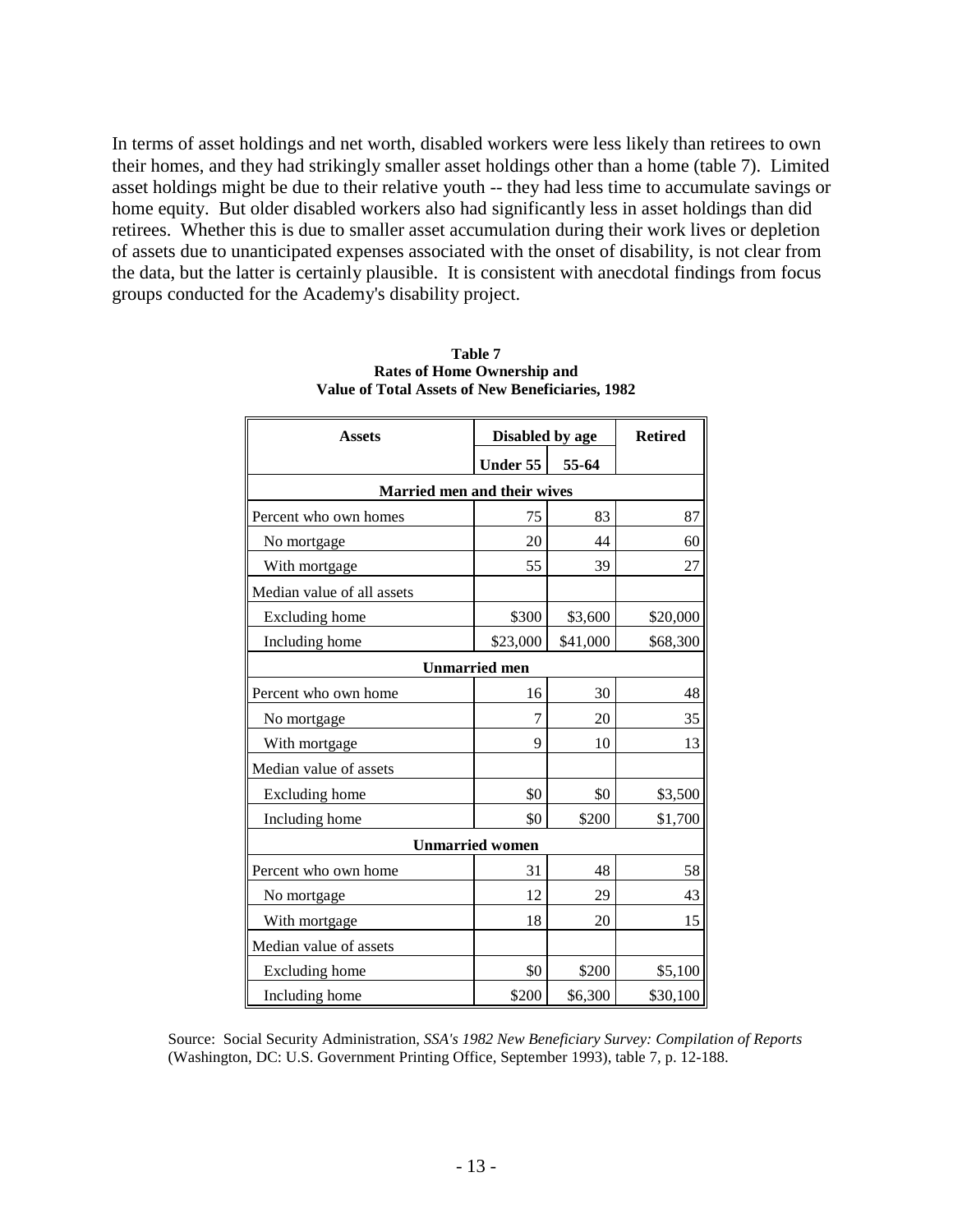In terms of asset holdings and net worth, disabled workers were less likely than retirees to own their homes, and they had strikingly smaller asset holdings other than a home (table 7). Limited asset holdings might be due to their relative youth -- they had less time to accumulate savings or home equity. But older disabled workers also had significantly less in asset holdings than did retirees. Whether this is due to smaller asset accumulation during their work lives or depletion of assets due to unanticipated expenses associated with the onset of disability, is not clear from the data, but the latter is certainly plausible. It is consistent with anecdotal findings from focus groups conducted for the Academy's disability project.

**Table 7**
**Rates of Home Ownership and**
**Value of Total Assets of New Beneficiaries, 1982**

| Assets | Disabled by age | | Retired |
|---|---|---|---|
| | Under 55 | 55-64 | |
| **Married men and their wives** | | | |
| Percent who own homes | 75 | 83 | 87 |
| No mortgage | 20 | 44 | 60 |
| With mortgage | 55 | 39 | 27 |
| Median value of all assets | | | |
| Excluding home | \$300 | \$3,600 | \$20,000 |
| Including home | \$23,000 | \$41,000 | \$68,300 |
| **Unmarried men** | | | |
| Percent who own home | 16 | 30 | 48 |
| No mortgage | 7 | 20 | 35 |
| With mortgage | 9 | 10 | 13 |
| Median value of assets | | | |
| Excluding home | \$0 | \$0 | \$3,500 |
| Including home | \$0 | \$200 | \$1,700 |
| **Unmarried women** | | | |
| Percent who own home | 31 | 48 | 58 |
| No mortgage | 12 | 29 | 43 |
| With mortgage | 18 | 20 | 15 |
| Median value of assets | | | |
| Excluding home | \$0 | \$200 | \$5,100 |
| Including home | \$200 | \$6,300 | \$30,100 |

Source: Social Security Administration, *SSA's 1982 New Beneficiary Survey: Compilation of Reports* (Washington, DC: U.S. Government Printing Office, September 1993), table 7, p. 12-188.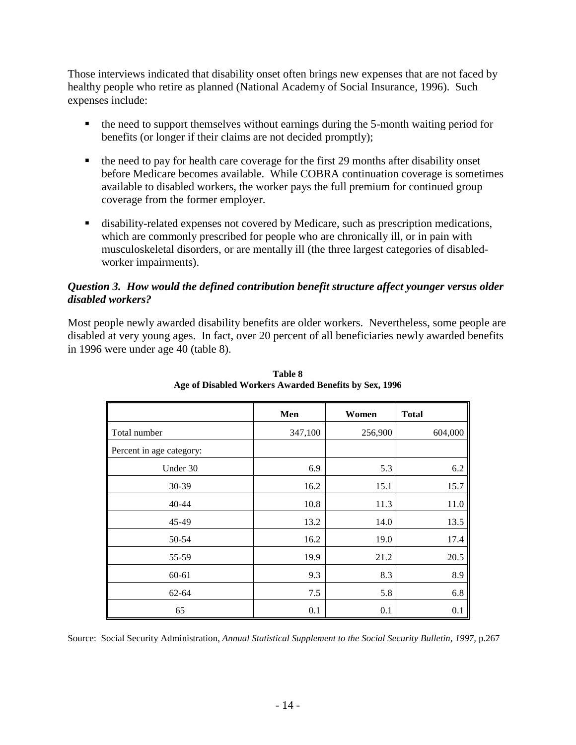Those interviews indicated that disability onset often brings new expenses that are not faced by healthy people who retire as planned (National Academy of Social Insurance, 1996). Such expenses include:

- the need to support themselves without earnings during the 5-month waiting period for benefits (or longer if their claims are not decided promptly);
- the need to pay for health care coverage for the first 29 months after disability onset before Medicare becomes available. While COBRA continuation coverage is sometimes available to disabled workers, the worker pays the full premium for continued group coverage from the former employer.
- disability-related expenses not covered by Medicare, such as prescription medications, which are commonly prescribed for people who are chronically ill, or in pain with musculoskeletal disorders, or are mentally ill (the three largest categories of disabled-worker impairments).

### *Question 3. How would the defined contribution benefit structure affect younger versus older disabled workers?*

Most people newly awarded disability benefits are older workers. Nevertheless, some people are disabled at very young ages. In fact, over 20 percent of all beneficiaries newly awarded benefits in 1996 were under age 40 (table 8).

**Table 8**
**Age of Disabled Workers Awarded Benefits by Sex, 1996**

| | Men | Women | Total |
|---|---|---|---|
| Total number | 347,100 | 256,900 | 604,000 |
| Percent in age category: | | | |
| Under 30 | 6.9 | 5.3 | 6.2 |
| 30-39 | 16.2 | 15.1 | 15.7 |
| 40-44 | 10.8 | 11.3 | 11.0 |
| 45-49 | 13.2 | 14.0 | 13.5 |
| 50-54 | 16.2 | 19.0 | 17.4 |
| 55-59 | 19.9 | 21.2 | 20.5 |
| 60-61 | 9.3 | 8.3 | 8.9 |
| 62-64 | 7.5 | 5.8 | 6.8 |
| 65 | 0.1 | 0.1 | 0.1 |

Source: Social Security Administration, *Annual Statistical Supplement to the Social Security Bulletin, 1997,* p.267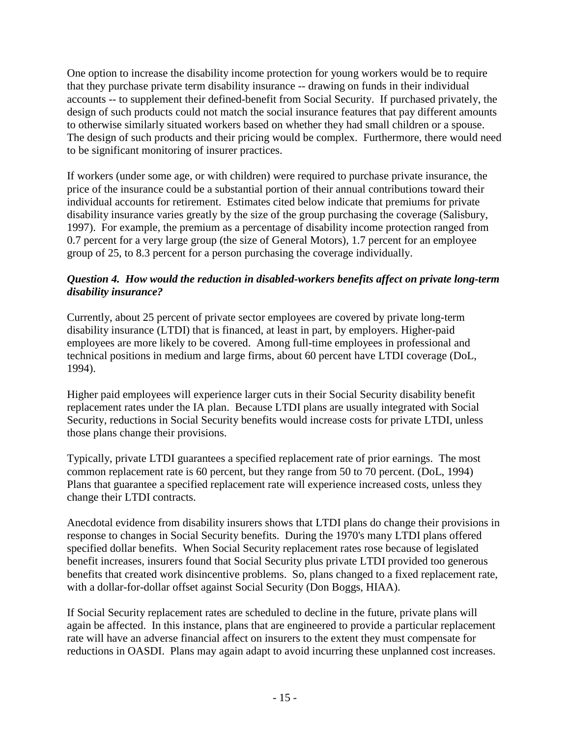One option to increase the disability income protection for young workers would be to require that they purchase private term disability insurance -- drawing on funds in their individual accounts -- to supplement their defined-benefit from Social Security. If purchased privately, the design of such products could not match the social insurance features that pay different amounts to otherwise similarly situated workers based on whether they had small children or a spouse. The design of such products and their pricing would be complex. Furthermore, there would need to be significant monitoring of insurer practices.

If workers (under some age, or with children) were required to purchase private insurance, the price of the insurance could be a substantial portion of their annual contributions toward their individual accounts for retirement. Estimates cited below indicate that premiums for private disability insurance varies greatly by the size of the group purchasing the coverage (Salisbury, 1997). For example, the premium as a percentage of disability income protection ranged from 0.7 percent for a very large group (the size of General Motors), 1.7 percent for an employee group of 25, to 8.3 percent for a person purchasing the coverage individually.

***Question 4. How would the reduction in disabled-workers benefits affect on private long-term disability insurance?***

Currently, about 25 percent of private sector employees are covered by private long-term disability insurance (LTDI) that is financed, at least in part, by employers. Higher-paid employees are more likely to be covered. Among full-time employees in professional and technical positions in medium and large firms, about 60 percent have LTDI coverage (DoL, 1994).

Higher paid employees will experience larger cuts in their Social Security disability benefit replacement rates under the IA plan. Because LTDI plans are usually integrated with Social Security, reductions in Social Security benefits would increase costs for private LTDI, unless those plans change their provisions.

Typically, private LTDI guarantees a specified replacement rate of prior earnings. The most common replacement rate is 60 percent, but they range from 50 to 70 percent. (DoL, 1994) Plans that guarantee a specified replacement rate will experience increased costs, unless they change their LTDI contracts.

Anecdotal evidence from disability insurers shows that LTDI plans do change their provisions in response to changes in Social Security benefits. During the 1970's many LTDI plans offered specified dollar benefits. When Social Security replacement rates rose because of legislated benefit increases, insurers found that Social Security plus private LTDI provided too generous benefits that created work disincentive problems. So, plans changed to a fixed replacement rate, with a dollar-for-dollar offset against Social Security (Don Boggs, HIAA).

If Social Security replacement rates are scheduled to decline in the future, private plans will again be affected. In this instance, plans that are engineered to provide a particular replacement rate will have an adverse financial affect on insurers to the extent they must compensate for reductions in OASDI. Plans may again adapt to avoid incurring these unplanned cost increases.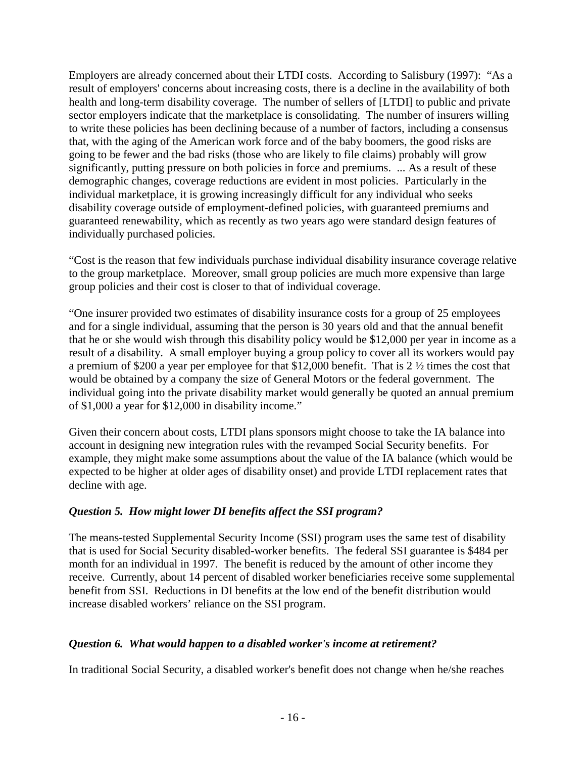Employers are already concerned about their LTDI costs. According to Salisbury (1997): "As a result of employers' concerns about increasing costs, there is a decline in the availability of both health and long-term disability coverage. The number of sellers of [LTDI] to public and private sector employers indicate that the marketplace is consolidating. The number of insurers willing to write these policies has been declining because of a number of factors, including a consensus that, with the aging of the American work force and of the baby boomers, the good risks are going to be fewer and the bad risks (those who are likely to file claims) probably will grow significantly, putting pressure on both policies in force and premiums. ... As a result of these demographic changes, coverage reductions are evident in most policies. Particularly in the individual marketplace, it is growing increasingly difficult for any individual who seeks disability coverage outside of employment-defined policies, with guaranteed premiums and guaranteed renewability, which as recently as two years ago were standard design features of individually purchased policies.

"Cost is the reason that few individuals purchase individual disability insurance coverage relative to the group marketplace. Moreover, small group policies are much more expensive than large group policies and their cost is closer to that of individual coverage.

"One insurer provided two estimates of disability insurance costs for a group of 25 employees and for a single individual, assuming that the person is 30 years old and that the annual benefit that he or she would wish through this disability policy would be $12,000 per year in income as a result of a disability. A small employer buying a group policy to cover all its workers would pay a premium of $200 a year per employee for that $12,000 benefit. That is 2 ½ times the cost that would be obtained by a company the size of General Motors or the federal government. The individual going into the private disability market would generally be quoted an annual premium of $1,000 a year for $12,000 in disability income."

Given their concern about costs, LTDI plans sponsors might choose to take the IA balance into account in designing new integration rules with the revamped Social Security benefits. For example, they might make some assumptions about the value of the IA balance (which would be expected to be higher at older ages of disability onset) and provide LTDI replacement rates that decline with age.

### *Question 5. How might lower DI benefits affect the SSI program?*

The means-tested Supplemental Security Income (SSI) program uses the same test of disability that is used for Social Security disabled-worker benefits. The federal SSI guarantee is $484 per month for an individual in 1997. The benefit is reduced by the amount of other income they receive. Currently, about 14 percent of disabled worker beneficiaries receive some supplemental benefit from SSI. Reductions in DI benefits at the low end of the benefit distribution would increase disabled workers' reliance on the SSI program.

### *Question 6. What would happen to a disabled worker's income at retirement?*

In traditional Social Security, a disabled worker's benefit does not change when he/she reaches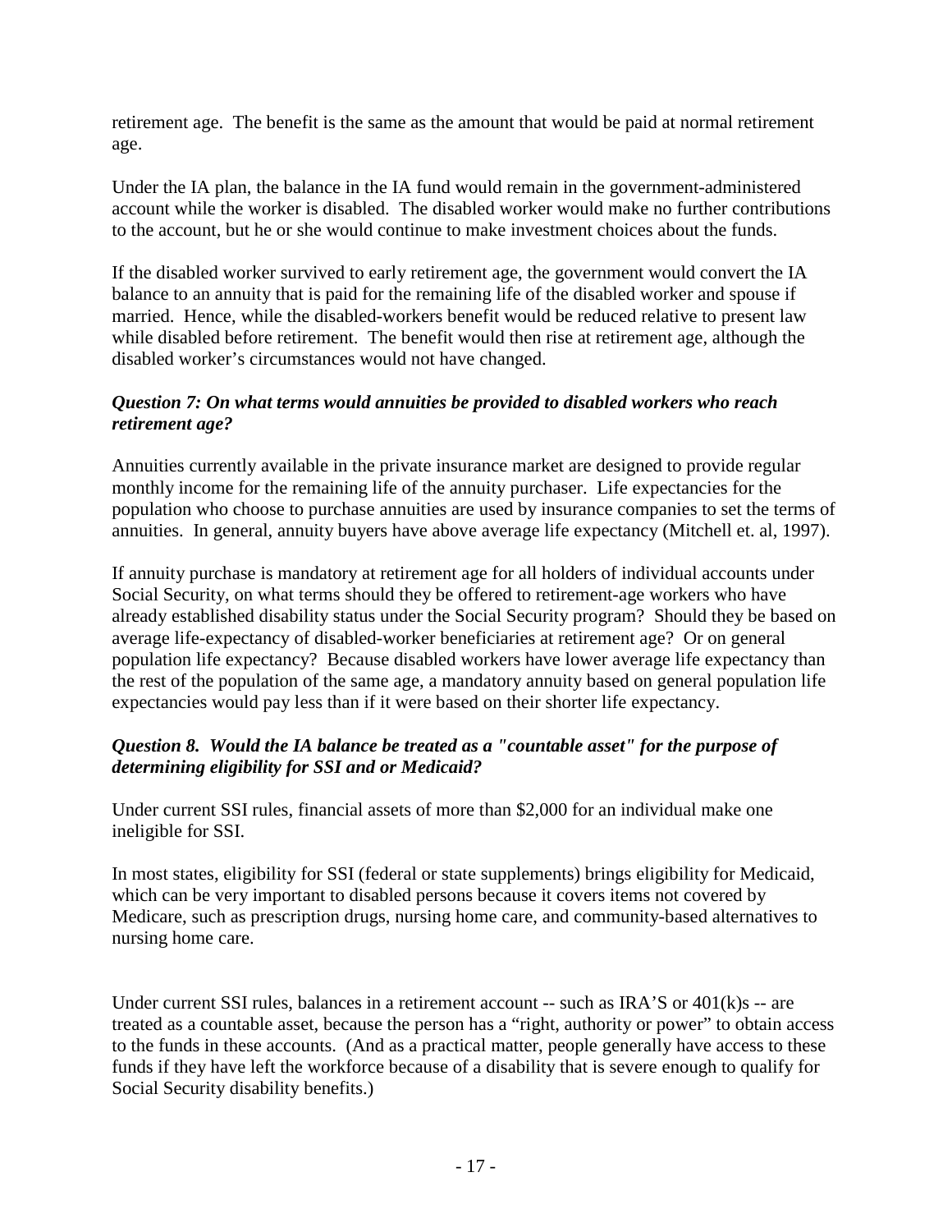retirement age. The benefit is the same as the amount that would be paid at normal retirement age.

Under the IA plan, the balance in the IA fund would remain in the government-administered account while the worker is disabled. The disabled worker would make no further contributions to the account, but he or she would continue to make investment choices about the funds.

If the disabled worker survived to early retirement age, the government would convert the IA balance to an annuity that is paid for the remaining life of the disabled worker and spouse if married. Hence, while the disabled-workers benefit would be reduced relative to present law while disabled before retirement. The benefit would then rise at retirement age, although the disabled worker's circumstances would not have changed.

***Question 7: On what terms would annuities be provided to disabled workers who reach retirement age?***

Annuities currently available in the private insurance market are designed to provide regular monthly income for the remaining life of the annuity purchaser. Life expectancies for the population who choose to purchase annuities are used by insurance companies to set the terms of annuities. In general, annuity buyers have above average life expectancy (Mitchell et. al, 1997).

If annuity purchase is mandatory at retirement age for all holders of individual accounts under Social Security, on what terms should they be offered to retirement-age workers who have already established disability status under the Social Security program? Should they be based on average life-expectancy of disabled-worker beneficiaries at retirement age? Or on general population life expectancy? Because disabled workers have lower average life expectancy than the rest of the population of the same age, a mandatory annuity based on general population life expectancies would pay less than if it were based on their shorter life expectancy.

***Question 8. Would the IA balance be treated as a "countable asset" for the purpose of determining eligibility for SSI and or Medicaid?***

Under current SSI rules, financial assets of more than $2,000 for an individual make one ineligible for SSI.

In most states, eligibility for SSI (federal or state supplements) brings eligibility for Medicaid, which can be very important to disabled persons because it covers items not covered by Medicare, such as prescription drugs, nursing home care, and community-based alternatives to nursing home care.

Under current SSI rules, balances in a retirement account -- such as IRA'S or 401(k)s -- are treated as a countable asset, because the person has a "right, authority or power" to obtain access to the funds in these accounts. (And as a practical matter, people generally have access to these funds if they have left the workforce because of a disability that is severe enough to qualify for Social Security disability benefits.)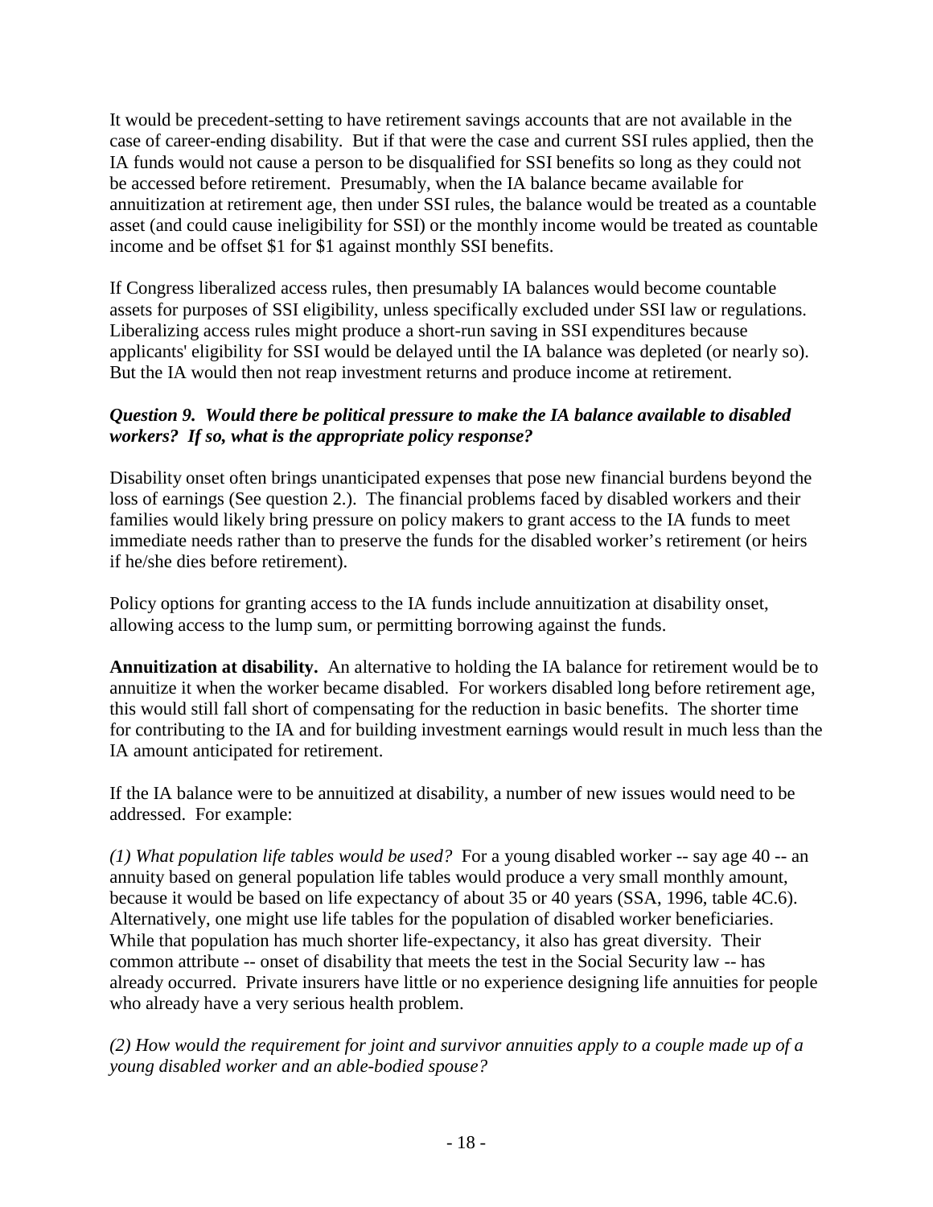It would be precedent-setting to have retirement savings accounts that are not available in the case of career-ending disability. But if that were the case and current SSI rules applied, then the IA funds would not cause a person to be disqualified for SSI benefits so long as they could not be accessed before retirement. Presumably, when the IA balance became available for annuitization at retirement age, then under SSI rules, the balance would be treated as a countable asset (and could cause ineligibility for SSI) or the monthly income would be treated as countable income and be offset $1 for $1 against monthly SSI benefits.

If Congress liberalized access rules, then presumably IA balances would become countable assets for purposes of SSI eligibility, unless specifically excluded under SSI law or regulations. Liberalizing access rules might produce a short-run saving in SSI expenditures because applicants' eligibility for SSI would be delayed until the IA balance was depleted (or nearly so). But the IA would then not reap investment returns and produce income at retirement.

***Question 9. Would there be political pressure to make the IA balance available to disabled workers? If so, what is the appropriate policy response?***

Disability onset often brings unanticipated expenses that pose new financial burdens beyond the loss of earnings (See question 2.). The financial problems faced by disabled workers and their families would likely bring pressure on policy makers to grant access to the IA funds to meet immediate needs rather than to preserve the funds for the disabled worker's retirement (or heirs if he/she dies before retirement).

Policy options for granting access to the IA funds include annuitization at disability onset, allowing access to the lump sum, or permitting borrowing against the funds.

**Annuitization at disability.** An alternative to holding the IA balance for retirement would be to annuitize it when the worker became disabled. For workers disabled long before retirement age, this would still fall short of compensating for the reduction in basic benefits. The shorter time for contributing to the IA and for building investment earnings would result in much less than the IA amount anticipated for retirement.

If the IA balance were to be annuitized at disability, a number of new issues would need to be addressed. For example:

*(1) What population life tables would be used?* For a young disabled worker -- say age 40 -- an annuity based on general population life tables would produce a very small monthly amount, because it would be based on life expectancy of about 35 or 40 years (SSA, 1996, table 4C.6). Alternatively, one might use life tables for the population of disabled worker beneficiaries. While that population has much shorter life-expectancy, it also has great diversity. Their common attribute -- onset of disability that meets the test in the Social Security law -- has already occurred. Private insurers have little or no experience designing life annuities for people who already have a very serious health problem.

*(2) How would the requirement for joint and survivor annuities apply to a couple made up of a young disabled worker and an able-bodied spouse?*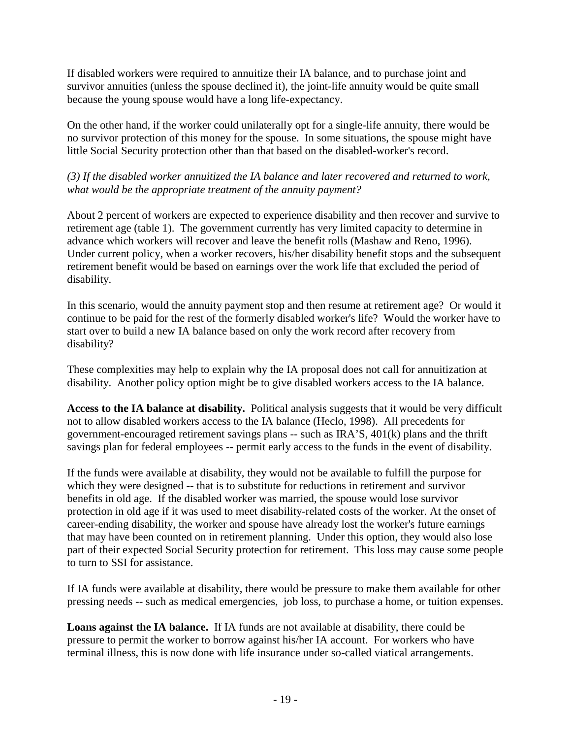If disabled workers were required to annuitize their IA balance, and to purchase joint and survivor annuities (unless the spouse declined it), the joint-life annuity would be quite small because the young spouse would have a long life-expectancy.

On the other hand, if the worker could unilaterally opt for a single-life annuity, there would be no survivor protection of this money for the spouse. In some situations, the spouse might have little Social Security protection other than that based on the disabled-worker's record.

*(3) If the disabled worker annuitized the IA balance and later recovered and returned to work, what would be the appropriate treatment of the annuity payment?*

About 2 percent of workers are expected to experience disability and then recover and survive to retirement age (table 1). The government currently has very limited capacity to determine in advance which workers will recover and leave the benefit rolls (Mashaw and Reno, 1996). Under current policy, when a worker recovers, his/her disability benefit stops and the subsequent retirement benefit would be based on earnings over the work life that excluded the period of disability.

In this scenario, would the annuity payment stop and then resume at retirement age? Or would it continue to be paid for the rest of the formerly disabled worker's life? Would the worker have to start over to build a new IA balance based on only the work record after recovery from disability?

These complexities may help to explain why the IA proposal does not call for annuitization at disability. Another policy option might be to give disabled workers access to the IA balance.

**Access to the IA balance at disability.** Political analysis suggests that it would be very difficult not to allow disabled workers access to the IA balance (Heclo, 1998). All precedents for government-encouraged retirement savings plans -- such as IRA'S, 401(k) plans and the thrift savings plan for federal employees -- permit early access to the funds in the event of disability.

If the funds were available at disability, they would not be available to fulfill the purpose for which they were designed -- that is to substitute for reductions in retirement and survivor benefits in old age. If the disabled worker was married, the spouse would lose survivor protection in old age if it was used to meet disability-related costs of the worker. At the onset of career-ending disability, the worker and spouse have already lost the worker's future earnings that may have been counted on in retirement planning. Under this option, they would also lose part of their expected Social Security protection for retirement. This loss may cause some people to turn to SSI for assistance.

If IA funds were available at disability, there would be pressure to make them available for other pressing needs -- such as medical emergencies, job loss, to purchase a home, or tuition expenses.

**Loans against the IA balance.** If IA funds are not available at disability, there could be pressure to permit the worker to borrow against his/her IA account. For workers who have terminal illness, this is now done with life insurance under so-called viatical arrangements.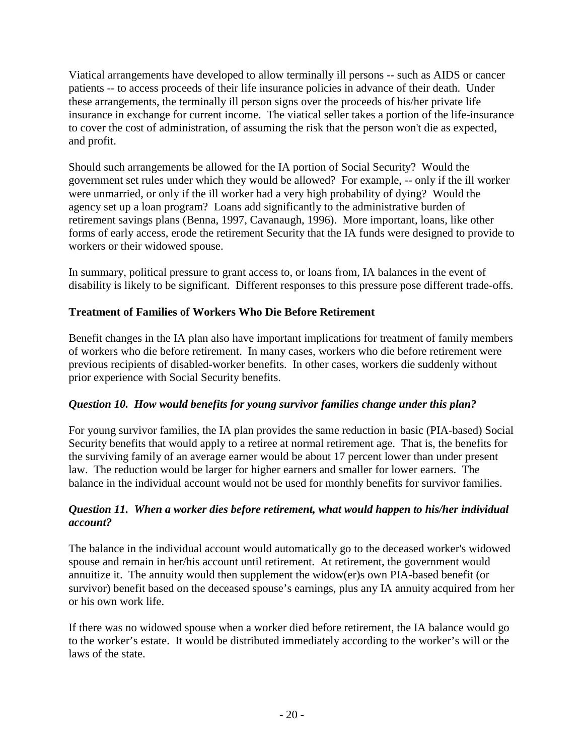Viatical arrangements have developed to allow terminally ill persons -- such as AIDS or cancer patients -- to access proceeds of their life insurance policies in advance of their death. Under these arrangements, the terminally ill person signs over the proceeds of his/her private life insurance in exchange for current income. The viatical seller takes a portion of the life-insurance to cover the cost of administration, of assuming the risk that the person won't die as expected, and profit.

Should such arrangements be allowed for the IA portion of Social Security? Would the government set rules under which they would be allowed? For example, -- only if the ill worker were unmarried, or only if the ill worker had a very high probability of dying? Would the agency set up a loan program? Loans add significantly to the administrative burden of retirement savings plans (Benna, 1997, Cavanaugh, 1996). More important, loans, like other forms of early access, erode the retirement Security that the IA funds were designed to provide to workers or their widowed spouse.

In summary, political pressure to grant access to, or loans from, IA balances in the event of disability is likely to be significant. Different responses to this pressure pose different trade-offs.

### Treatment of Families of Workers Who Die Before Retirement

Benefit changes in the IA plan also have important implications for treatment of family members of workers who die before retirement. In many cases, workers who die before retirement were previous recipients of disabled-worker benefits. In other cases, workers die suddenly without prior experience with Social Security benefits.

#### *Question 10. How would benefits for young survivor families change under this plan?*

For young survivor families, the IA plan provides the same reduction in basic (PIA-based) Social Security benefits that would apply to a retiree at normal retirement age. That is, the benefits for the surviving family of an average earner would be about 17 percent lower than under present law. The reduction would be larger for higher earners and smaller for lower earners. The balance in the individual account would not be used for monthly benefits for survivor families.

#### *Question 11. When a worker dies before retirement, what would happen to his/her individual account?*

The balance in the individual account would automatically go to the deceased worker's widowed spouse and remain in her/his account until retirement. At retirement, the government would annuitize it. The annuity would then supplement the widow(er)s own PIA-based benefit (or survivor) benefit based on the deceased spouse's earnings, plus any IA annuity acquired from her or his own work life.

If there was no widowed spouse when a worker died before retirement, the IA balance would go to the worker's estate. It would be distributed immediately according to the worker's will or the laws of the state.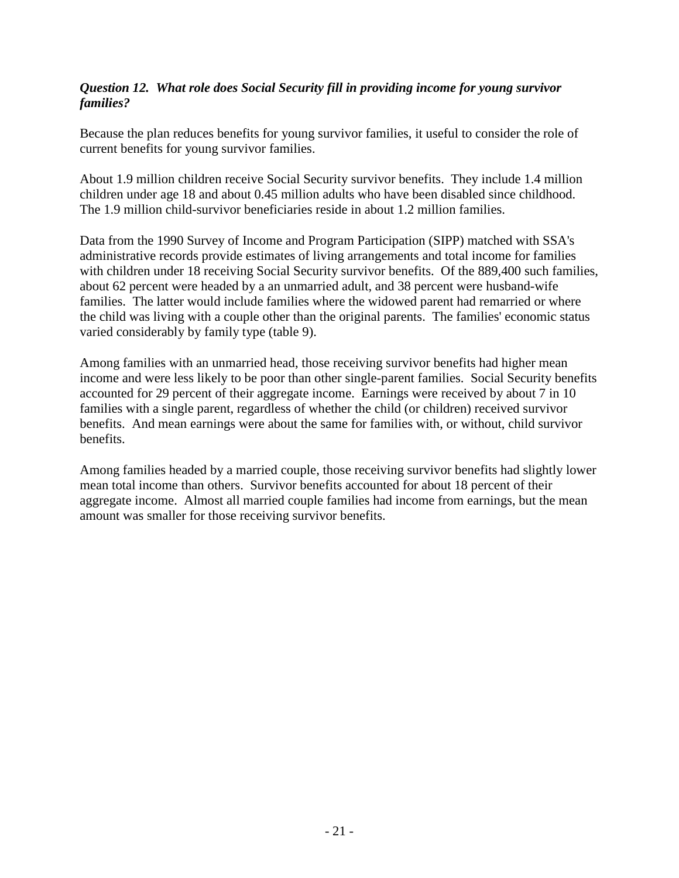***Question 12. What role does Social Security fill in providing income for young survivor families?***

Because the plan reduces benefits for young survivor families, it useful to consider the role of current benefits for young survivor families.

About 1.9 million children receive Social Security survivor benefits. They include 1.4 million children under age 18 and about 0.45 million adults who have been disabled since childhood. The 1.9 million child-survivor beneficiaries reside in about 1.2 million families.

Data from the 1990 Survey of Income and Program Participation (SIPP) matched with SSA's administrative records provide estimates of living arrangements and total income for families with children under 18 receiving Social Security survivor benefits. Of the 889,400 such families, about 62 percent were headed by a an unmarried adult, and 38 percent were husband-wife families. The latter would include families where the widowed parent had remarried or where the child was living with a couple other than the original parents. The families' economic status varied considerably by family type (table 9).

Among families with an unmarried head, those receiving survivor benefits had higher mean income and were less likely to be poor than other single-parent families. Social Security benefits accounted for 29 percent of their aggregate income. Earnings were received by about 7 in 10 families with a single parent, regardless of whether the child (or children) received survivor benefits. And mean earnings were about the same for families with, or without, child survivor benefits.

Among families headed by a married couple, those receiving survivor benefits had slightly lower mean total income than others. Survivor benefits accounted for about 18 percent of their aggregate income. Almost all married couple families had income from earnings, but the mean amount was smaller for those receiving survivor benefits.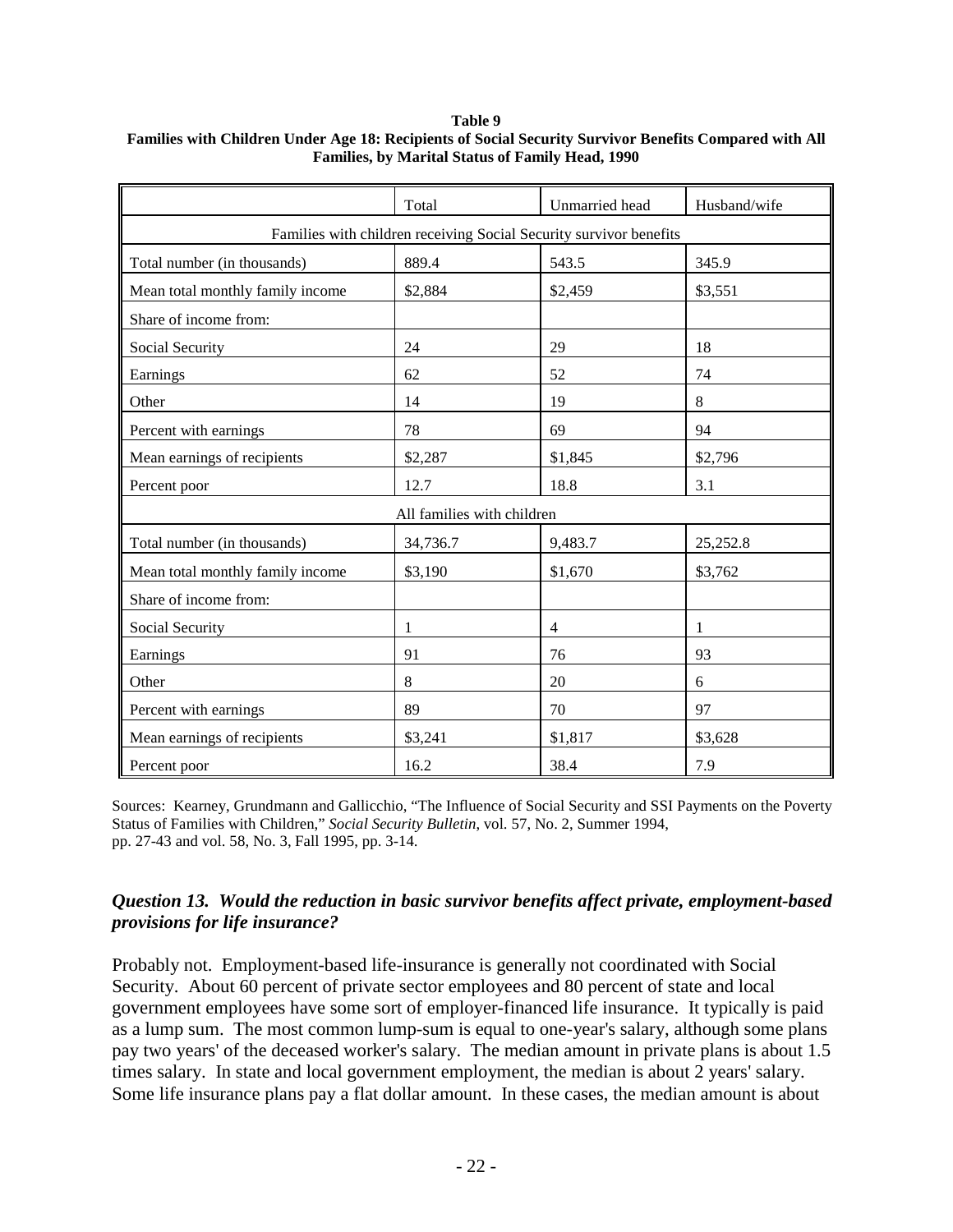**Table 9**
**Families with Children Under Age 18: Recipients of Social Security Survivor Benefits Compared with All Families, by Marital Status of Family Head, 1990**

| | Total | Unmarried head | Husband/wife |
|---|---|---|---|
| Families with children receiving Social Security survivor benefits | | | |
| Total number (in thousands) | 889.4 | 543.5 | 345.9 |
| Mean total monthly family income | $2,884 | $2,459 | $3,551 |
| Share of income from: | | | |
| Social Security | 24 | 29 | 18 |
| Earnings | 62 | 52 | 74 |
| Other | 14 | 19 | 8 |
| Percent with earnings | 78 | 69 | 94 |
| Mean earnings of recipients | $2,287 | $1,845 | $2,796 |
| Percent poor | 12.7 | 18.8 | 3.1 |
| All families with children | | | |
| Total number (in thousands) | 34,736.7 | 9,483.7 | 25,252.8 |
| Mean total monthly family income | $3,190 | $1,670 | $3,762 |
| Share of income from: | | | |
| Social Security | 1 | 4 | 1 |
| Earnings | 91 | 76 | 93 |
| Other | 8 | 20 | 6 |
| Percent with earnings | 89 | 70 | 97 |
| Mean earnings of recipients | $3,241 | $1,817 | $3,628 |
| Percent poor | 16.2 | 38.4 | 7.9 |

Sources: Kearney, Grundmann and Gallicchio, "The Influence of Social Security and SSI Payments on the Poverty Status of Families with Children," *Social Security Bulletin*, vol. 57, No. 2, Summer 1994, pp. 27-43 and vol. 58, No. 3, Fall 1995, pp. 3-14.

### *Question 13. Would the reduction in basic survivor benefits affect private, employment-based provisions for life insurance?*

Probably not. Employment-based life-insurance is generally not coordinated with Social Security. About 60 percent of private sector employees and 80 percent of state and local government employees have some sort of employer-financed life insurance. It typically is paid as a lump sum. The most common lump-sum is equal to one-year's salary, although some plans pay two years' of the deceased worker's salary. The median amount in private plans is about 1.5 times salary. In state and local government employment, the median is about 2 years' salary. Some life insurance plans pay a flat dollar amount. In these cases, the median amount is about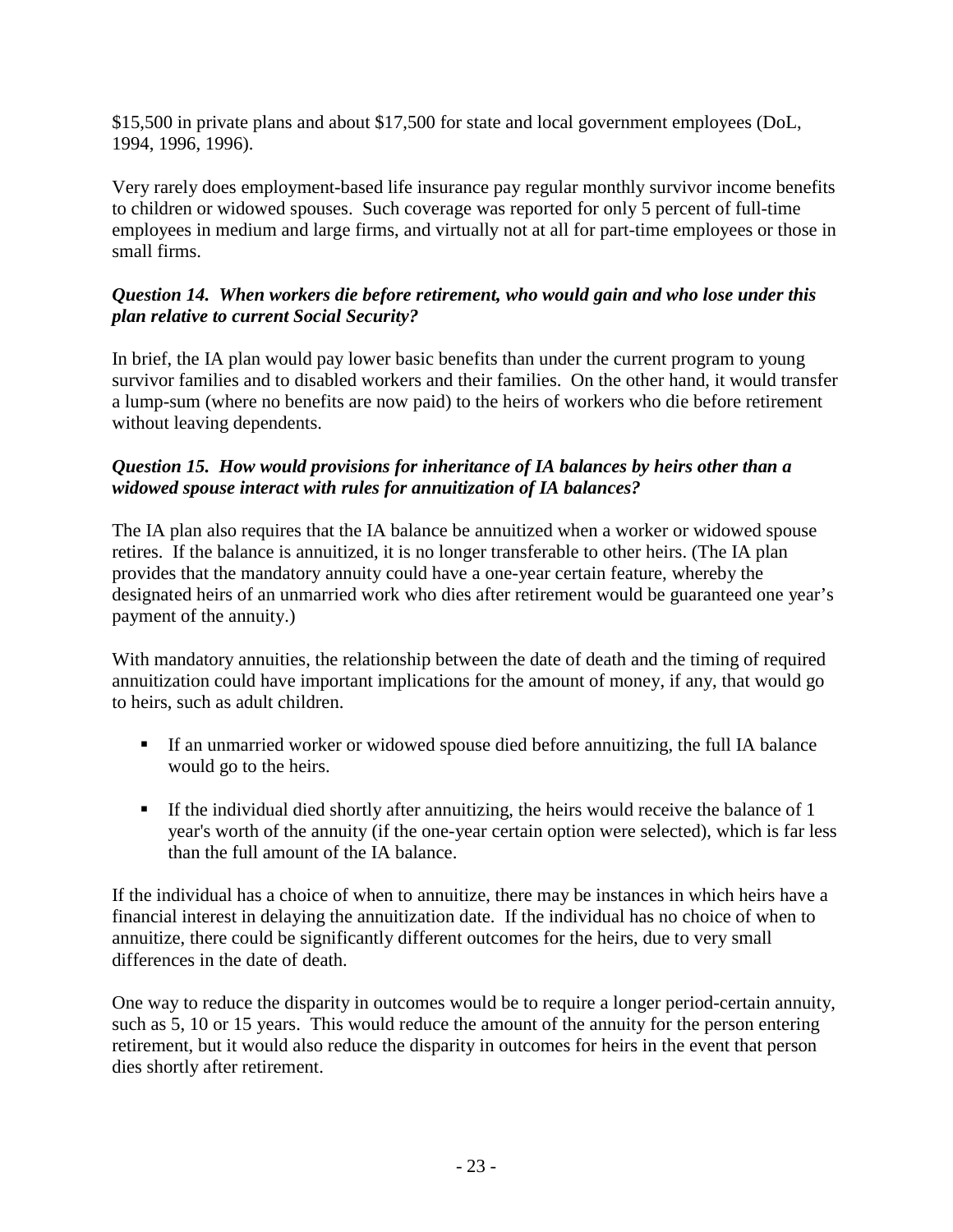$15,500 in private plans and about $17,500 for state and local government employees (DoL, 1994, 1996, 1996).

Very rarely does employment-based life insurance pay regular monthly survivor income benefits to children or widowed spouses. Such coverage was reported for only 5 percent of full-time employees in medium and large firms, and virtually not at all for part-time employees or those in small firms.

***Question 14. When workers die before retirement, who would gain and who lose under this plan relative to current Social Security?***

In brief, the IA plan would pay lower basic benefits than under the current program to young survivor families and to disabled workers and their families. On the other hand, it would transfer a lump-sum (where no benefits are now paid) to the heirs of workers who die before retirement without leaving dependents.

***Question 15. How would provisions for inheritance of IA balances by heirs other than a widowed spouse interact with rules for annuitization of IA balances?***

The IA plan also requires that the IA balance be annuitized when a worker or widowed spouse retires. If the balance is annuitized, it is no longer transferable to other heirs. (The IA plan provides that the mandatory annuity could have a one-year certain feature, whereby the designated heirs of an unmarried work who dies after retirement would be guaranteed one year's payment of the annuity.)

With mandatory annuities, the relationship between the date of death and the timing of required annuitization could have important implications for the amount of money, if any, that would go to heirs, such as adult children.

- If an unmarried worker or widowed spouse died before annuitizing, the full IA balance would go to the heirs.
- If the individual died shortly after annuitizing, the heirs would receive the balance of 1 year's worth of the annuity (if the one-year certain option were selected), which is far less than the full amount of the IA balance.

If the individual has a choice of when to annuitize, there may be instances in which heirs have a financial interest in delaying the annuitization date. If the individual has no choice of when to annuitize, there could be significantly different outcomes for the heirs, due to very small differences in the date of death.

One way to reduce the disparity in outcomes would be to require a longer period-certain annuity, such as 5, 10 or 15 years. This would reduce the amount of the annuity for the person entering retirement, but it would also reduce the disparity in outcomes for heirs in the event that person dies shortly after retirement.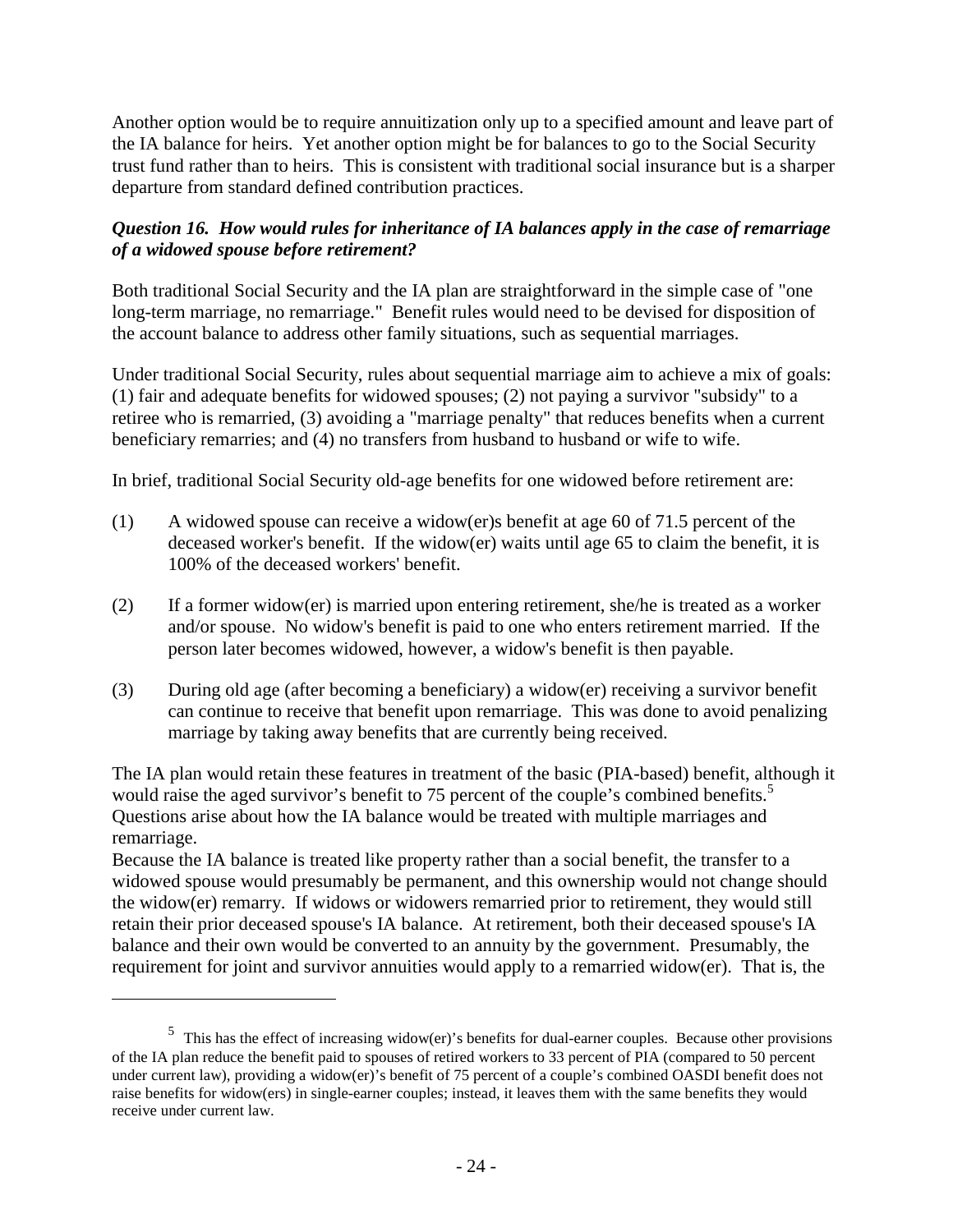Another option would be to require annuitization only up to a specified amount and leave part of the IA balance for heirs. Yet another option might be for balances to go to the Social Security trust fund rather than to heirs. This is consistent with traditional social insurance but is a sharper departure from standard defined contribution practices.

***Question 16. How would rules for inheritance of IA balances apply in the case of remarriage of a widowed spouse before retirement?***

Both traditional Social Security and the IA plan are straightforward in the simple case of "one long-term marriage, no remarriage." Benefit rules would need to be devised for disposition of the account balance to address other family situations, such as sequential marriages.

Under traditional Social Security, rules about sequential marriage aim to achieve a mix of goals: (1) fair and adequate benefits for widowed spouses; (2) not paying a survivor "subsidy" to a retiree who is remarried, (3) avoiding a "marriage penalty" that reduces benefits when a current beneficiary remarries; and (4) no transfers from husband to husband or wife to wife.

In brief, traditional Social Security old-age benefits for one widowed before retirement are:

(1) A widowed spouse can receive a widow(er)s benefit at age 60 of 71.5 percent of the deceased worker's benefit. If the widow(er) waits until age 65 to claim the benefit, it is 100% of the deceased workers' benefit.

(2) If a former widow(er) is married upon entering retirement, she/he is treated as a worker and/or spouse. No widow's benefit is paid to one who enters retirement married. If the person later becomes widowed, however, a widow's benefit is then payable.

(3) During old age (after becoming a beneficiary) a widow(er) receiving a survivor benefit can continue to receive that benefit upon remarriage. This was done to avoid penalizing marriage by taking away benefits that are currently being received.

The IA plan would retain these features in treatment of the basic (PIA-based) benefit, although it would raise the aged survivor's benefit to 75 percent of the couple's combined benefits.[5] Questions arise about how the IA balance would be treated with multiple marriages and remarriage.

Because the IA balance is treated like property rather than a social benefit, the transfer to a widowed spouse would presumably be permanent, and this ownership would not change should the widow(er) remarry. If widows or widowers remarried prior to retirement, they would still retain their prior deceased spouse's IA balance. At retirement, both their deceased spouse's IA balance and their own would be converted to an annuity by the government. Presumably, the requirement for joint and survivor annuities would apply to a remarried widow(er). That is, the

---

[5] This has the effect of increasing widow(er)'s benefits for dual-earner couples. Because other provisions of the IA plan reduce the benefit paid to spouses of retired workers to 33 percent of PIA (compared to 50 percent under current law), providing a widow(er)'s benefit of 75 percent of a couple's combined OASDI benefit does not raise benefits for widow(ers) in single-earner couples; instead, it leaves them with the same benefits they would receive under current law.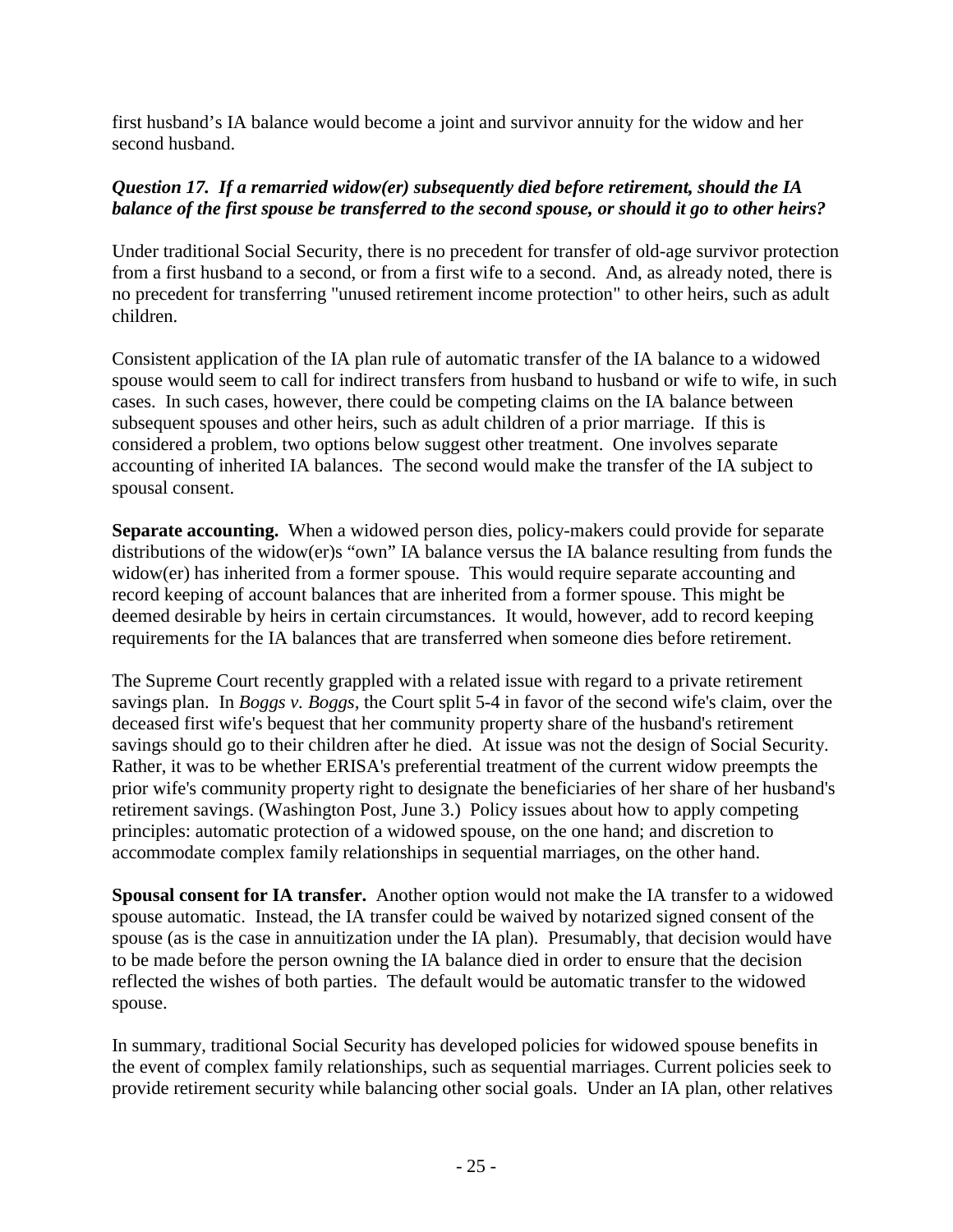first husband's IA balance would become a joint and survivor annuity for the widow and her second husband.

***Question 17. If a remarried widow(er) subsequently died before retirement, should the IA balance of the first spouse be transferred to the second spouse, or should it go to other heirs?***

Under traditional Social Security, there is no precedent for transfer of old-age survivor protection from a first husband to a second, or from a first wife to a second. And, as already noted, there is no precedent for transferring "unused retirement income protection" to other heirs, such as adult children.

Consistent application of the IA plan rule of automatic transfer of the IA balance to a widowed spouse would seem to call for indirect transfers from husband to husband or wife to wife, in such cases. In such cases, however, there could be competing claims on the IA balance between subsequent spouses and other heirs, such as adult children of a prior marriage. If this is considered a problem, two options below suggest other treatment. One involves separate accounting of inherited IA balances. The second would make the transfer of the IA subject to spousal consent.

**Separate accounting.** When a widowed person dies, policy-makers could provide for separate distributions of the widow(er)s "own" IA balance versus the IA balance resulting from funds the widow(er) has inherited from a former spouse. This would require separate accounting and record keeping of account balances that are inherited from a former spouse. This might be deemed desirable by heirs in certain circumstances. It would, however, add to record keeping requirements for the IA balances that are transferred when someone dies before retirement.

The Supreme Court recently grappled with a related issue with regard to a private retirement savings plan. In *Boggs v. Boggs*, the Court split 5-4 in favor of the second wife's claim, over the deceased first wife's bequest that her community property share of the husband's retirement savings should go to their children after he died. At issue was not the design of Social Security. Rather, it was to be whether ERISA's preferential treatment of the current widow preempts the prior wife's community property right to designate the beneficiaries of her share of her husband's retirement savings. (Washington Post, June 3.) Policy issues about how to apply competing principles: automatic protection of a widowed spouse, on the one hand; and discretion to accommodate complex family relationships in sequential marriages, on the other hand.

**Spousal consent for IA transfer.** Another option would not make the IA transfer to a widowed spouse automatic. Instead, the IA transfer could be waived by notarized signed consent of the spouse (as is the case in annuitization under the IA plan). Presumably, that decision would have to be made before the person owning the IA balance died in order to ensure that the decision reflected the wishes of both parties. The default would be automatic transfer to the widowed spouse.

In summary, traditional Social Security has developed policies for widowed spouse benefits in the event of complex family relationships, such as sequential marriages. Current policies seek to provide retirement security while balancing other social goals. Under an IA plan, other relatives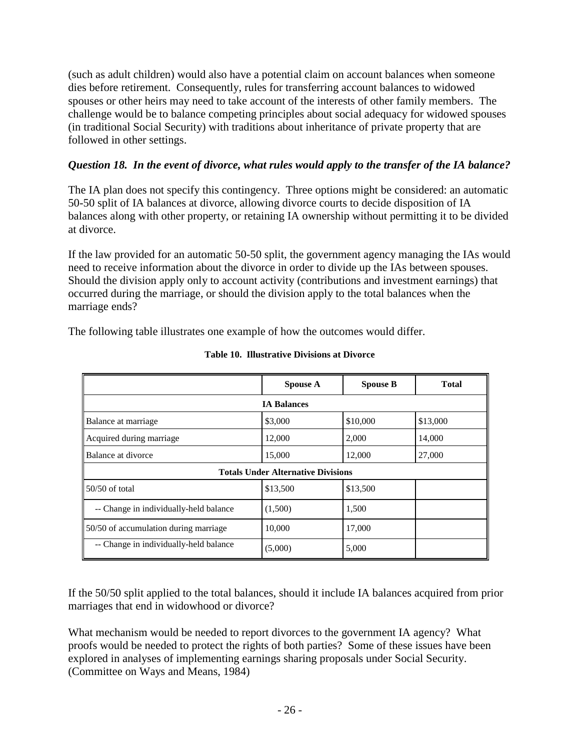(such as adult children) would also have a potential claim on account balances when someone dies before retirement. Consequently, rules for transferring account balances to widowed spouses or other heirs may need to take account of the interests of other family members. The challenge would be to balance competing principles about social adequacy for widowed spouses (in traditional Social Security) with traditions about inheritance of private property that are followed in other settings.

***Question 18. In the event of divorce, what rules would apply to the transfer of the IA balance?***

The IA plan does not specify this contingency. Three options might be considered: an automatic 50-50 split of IA balances at divorce, allowing divorce courts to decide disposition of IA balances along with other property, or retaining IA ownership without permitting it to be divided at divorce.

If the law provided for an automatic 50-50 split, the government agency managing the IAs would need to receive information about the divorce in order to divide up the IAs between spouses. Should the division apply only to account activity (contributions and investment earnings) that occurred during the marriage, or should the division apply to the total balances when the marriage ends?

The following table illustrates one example of how the outcomes would differ.

**Table 10. Illustrative Divisions at Divorce**

| | Spouse A | Spouse B | Total |
|---|---|---|---|
| **IA Balances** | | | |
| Balance at marriage | $3,000 | $10,000 | $13,000 |
| Acquired during marriage | 12,000 | 2,000 | 14,000 |
| Balance at divorce | 15,000 | 12,000 | 27,000 |
| **Totals Under Alternative Divisions** | | | |
| 50/50 of total | $13,500 | $13,500 | |
| -- Change in individually-held balance | (1,500) | 1,500 | |
| 50/50 of accumulation during marriage | 10,000 | 17,000 | |
| -- Change in individually-held balance | (5,000) | 5,000 | |

If the 50/50 split applied to the total balances, should it include IA balances acquired from prior marriages that end in widowhood or divorce?

What mechanism would be needed to report divorces to the government IA agency? What proofs would be needed to protect the rights of both parties? Some of these issues have been explored in analyses of implementing earnings sharing proposals under Social Security. (Committee on Ways and Means, 1984)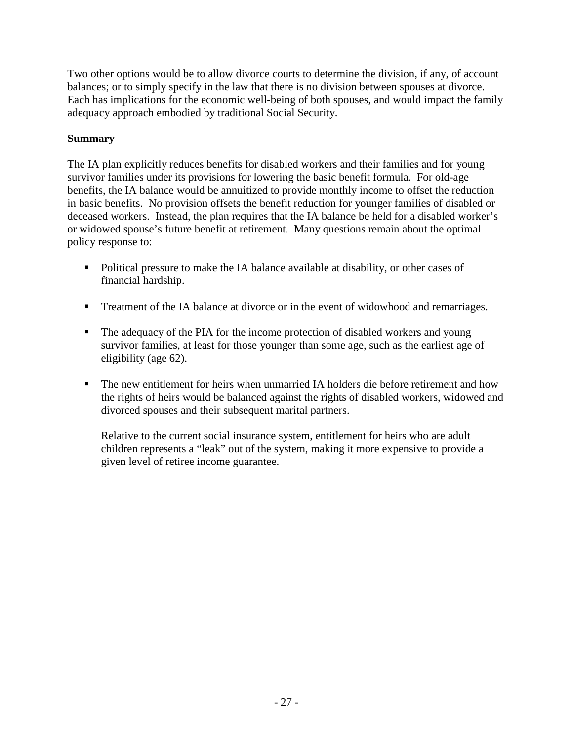Two other options would be to allow divorce courts to determine the division, if any, of account balances; or to simply specify in the law that there is no division between spouses at divorce. Each has implications for the economic well-being of both spouses, and would impact the family adequacy approach embodied by traditional Social Security.

**Summary**

The IA plan explicitly reduces benefits for disabled workers and their families and for young survivor families under its provisions for lowering the basic benefit formula. For old-age benefits, the IA balance would be annuitized to provide monthly income to offset the reduction in basic benefits. No provision offsets the benefit reduction for younger families of disabled or deceased workers. Instead, the plan requires that the IA balance be held for a disabled worker's or widowed spouse's future benefit at retirement. Many questions remain about the optimal policy response to:

- Political pressure to make the IA balance available at disability, or other cases of financial hardship.

- Treatment of the IA balance at divorce or in the event of widowhood and remarriages.

- The adequacy of the PIA for the income protection of disabled workers and young survivor families, at least for those younger than some age, such as the earliest age of eligibility (age 62).

- The new entitlement for heirs when unmarried IA holders die before retirement and how the rights of heirs would be balanced against the rights of disabled workers, widowed and divorced spouses and their subsequent marital partners.

  Relative to the current social insurance system, entitlement for heirs who are adult children represents a "leak" out of the system, making it more expensive to provide a given level of retiree income guarantee.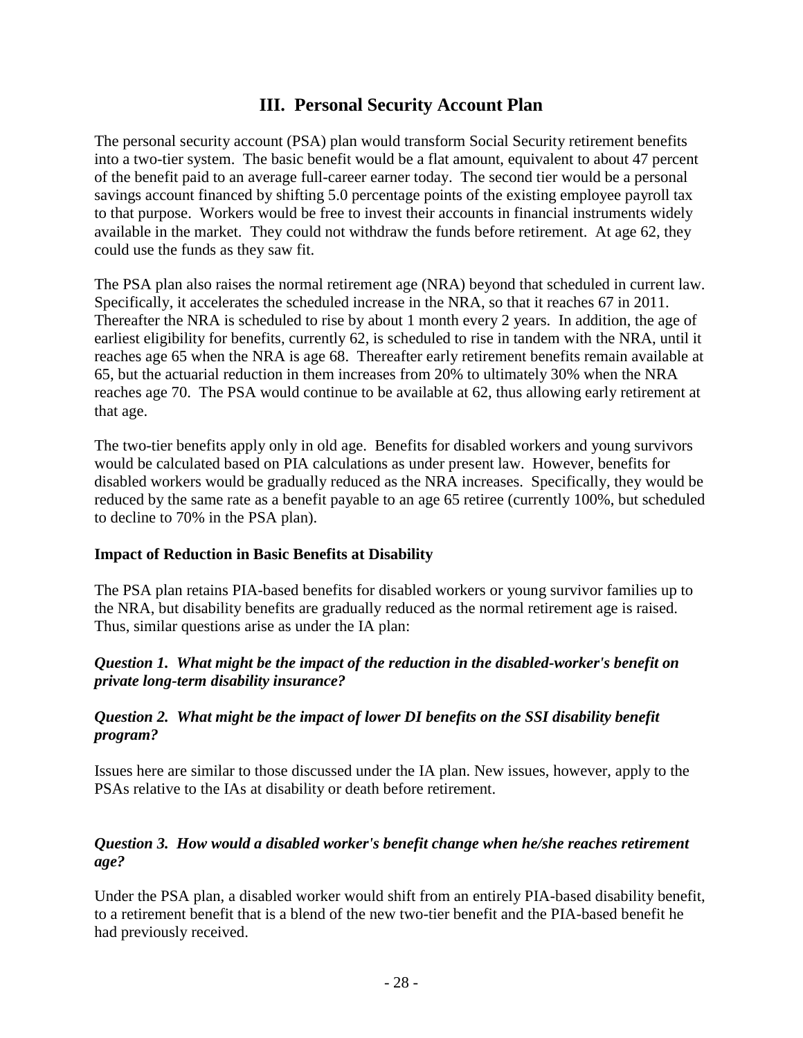## III. Personal Security Account Plan

The personal security account (PSA) plan would transform Social Security retirement benefits into a two-tier system. The basic benefit would be a flat amount, equivalent to about 47 percent of the benefit paid to an average full-career earner today. The second tier would be a personal savings account financed by shifting 5.0 percentage points of the existing employee payroll tax to that purpose. Workers would be free to invest their accounts in financial instruments widely available in the market. They could not withdraw the funds before retirement. At age 62, they could use the funds as they saw fit.

The PSA plan also raises the normal retirement age (NRA) beyond that scheduled in current law. Specifically, it accelerates the scheduled increase in the NRA, so that it reaches 67 in 2011. Thereafter the NRA is scheduled to rise by about 1 month every 2 years. In addition, the age of earliest eligibility for benefits, currently 62, is scheduled to rise in tandem with the NRA, until it reaches age 65 when the NRA is age 68. Thereafter early retirement benefits remain available at 65, but the actuarial reduction in them increases from 20% to ultimately 30% when the NRA reaches age 70. The PSA would continue to be available at 62, thus allowing early retirement at that age.

The two-tier benefits apply only in old age. Benefits for disabled workers and young survivors would be calculated based on PIA calculations as under present law. However, benefits for disabled workers would be gradually reduced as the NRA increases. Specifically, they would be reduced by the same rate as a benefit payable to an age 65 retiree (currently 100%, but scheduled to decline to 70% in the PSA plan).

**Impact of Reduction in Basic Benefits at Disability**

The PSA plan retains PIA-based benefits for disabled workers or young survivor families up to the NRA, but disability benefits are gradually reduced as the normal retirement age is raised. Thus, similar questions arise as under the IA plan:

***Question 1. What might be the impact of the reduction in the disabled-worker's benefit on private long-term disability insurance?***

***Question 2. What might be the impact of lower DI benefits on the SSI disability benefit program?***

Issues here are similar to those discussed under the IA plan. New issues, however, apply to the PSAs relative to the IAs at disability or death before retirement.

***Question 3. How would a disabled worker's benefit change when he/she reaches retirement age?***

Under the PSA plan, a disabled worker would shift from an entirely PIA-based disability benefit, to a retirement benefit that is a blend of the new two-tier benefit and the PIA-based benefit he had previously received.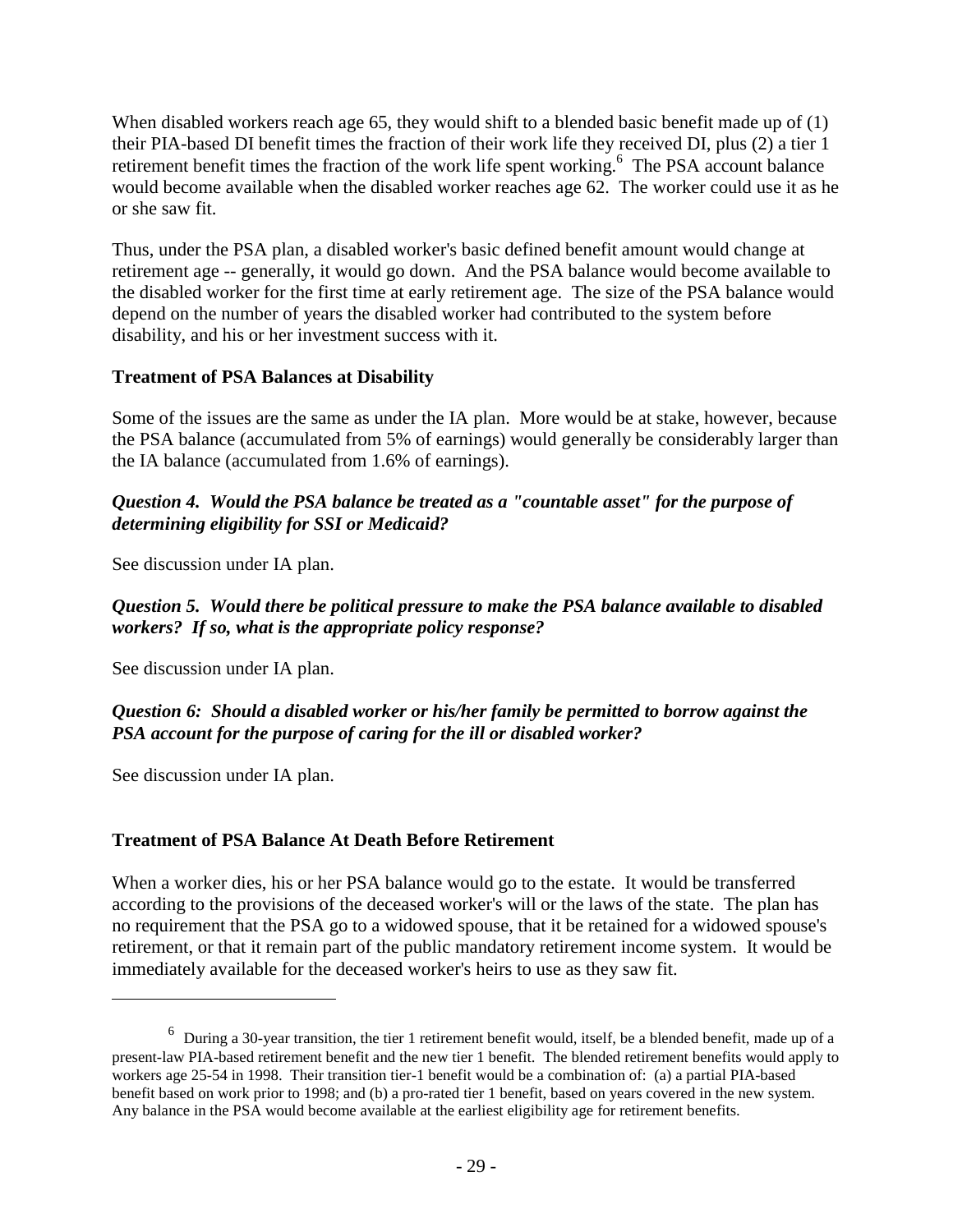When disabled workers reach age 65, they would shift to a blended basic benefit made up of (1) their PIA-based DI benefit times the fraction of their work life they received DI, plus (2) a tier 1 retirement benefit times the fraction of the work life spent working.[6] The PSA account balance would become available when the disabled worker reaches age 62. The worker could use it as he or she saw fit.

Thus, under the PSA plan, a disabled worker's basic defined benefit amount would change at retirement age -- generally, it would go down. And the PSA balance would become available to the disabled worker for the first time at early retirement age. The size of the PSA balance would depend on the number of years the disabled worker had contributed to the system before disability, and his or her investment success with it.

**Treatment of PSA Balances at Disability**

Some of the issues are the same as under the IA plan. More would be at stake, however, because the PSA balance (accumulated from 5% of earnings) would generally be considerably larger than the IA balance (accumulated from 1.6% of earnings).

***Question 4. Would the PSA balance be treated as a "countable asset" for the purpose of determining eligibility for SSI or Medicaid?***

See discussion under IA plan.

***Question 5. Would there be political pressure to make the PSA balance available to disabled workers? If so, what is the appropriate policy response?***

See discussion under IA plan.

***Question 6: Should a disabled worker or his/her family be permitted to borrow against the PSA account for the purpose of caring for the ill or disabled worker?***

See discussion under IA plan.

**Treatment of PSA Balance At Death Before Retirement**

When a worker dies, his or her PSA balance would go to the estate. It would be transferred according to the provisions of the deceased worker's will or the laws of the state. The plan has no requirement that the PSA go to a widowed spouse, that it be retained for a widowed spouse's retirement, or that it remain part of the public mandatory retirement income system. It would be immediately available for the deceased worker's heirs to use as they saw fit.

---

[6] During a 30-year transition, the tier 1 retirement benefit would, itself, be a blended benefit, made up of a present-law PIA-based retirement benefit and the new tier 1 benefit. The blended retirement benefits would apply to workers age 25-54 in 1998. Their transition tier-1 benefit would be a combination of: (a) a partial PIA-based benefit based on work prior to 1998; and (b) a pro-rated tier 1 benefit, based on years covered in the new system. Any balance in the PSA would become available at the earliest eligibility age for retirement benefits.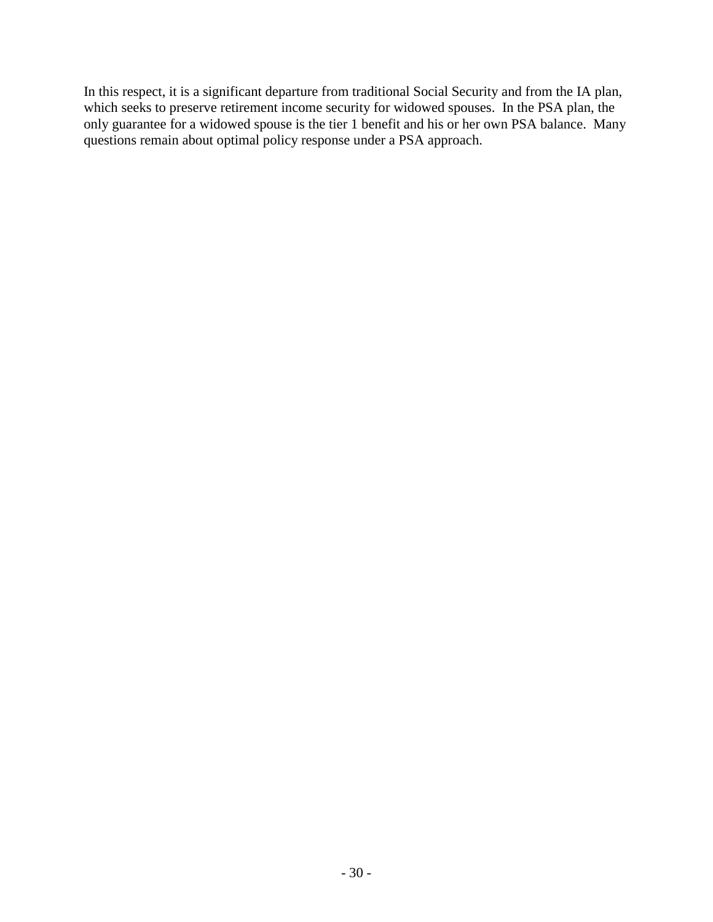In this respect, it is a significant departure from traditional Social Security and from the IA plan, which seeks to preserve retirement income security for widowed spouses. In the PSA plan, the only guarantee for a widowed spouse is the tier 1 benefit and his or her own PSA balance. Many questions remain about optimal policy response under a PSA approach.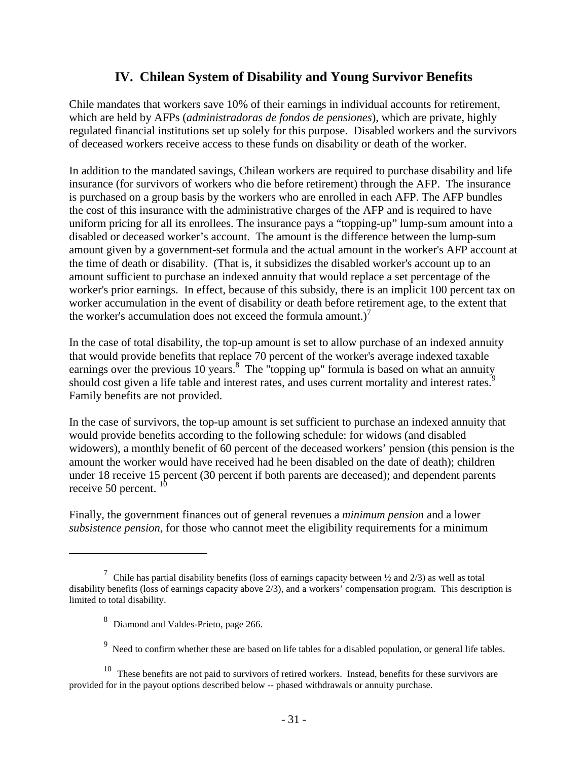## IV. Chilean System of Disability and Young Survivor Benefits

Chile mandates that workers save 10% of their earnings in individual accounts for retirement, which are held by AFPs (*administradoras de fondos de pensiones*), which are private, highly regulated financial institutions set up solely for this purpose. Disabled workers and the survivors of deceased workers receive access to these funds on disability or death of the worker.

In addition to the mandated savings, Chilean workers are required to purchase disability and life insurance (for survivors of workers who die before retirement) through the AFP. The insurance is purchased on a group basis by the workers who are enrolled in each AFP. The AFP bundles the cost of this insurance with the administrative charges of the AFP and is required to have uniform pricing for all its enrollees. The insurance pays a "topping-up" lump-sum amount into a disabled or deceased worker's account. The amount is the difference between the lump-sum amount given by a government-set formula and the actual amount in the worker's AFP account at the time of death or disability. (That is, it subsidizes the disabled worker's account up to an amount sufficient to purchase an indexed annuity that would replace a set percentage of the worker's prior earnings. In effect, because of this subsidy, there is an implicit 100 percent tax on worker accumulation in the event of disability or death before retirement age, to the extent that the worker's accumulation does not exceed the formula amount.)[7]

In the case of total disability, the top-up amount is set to allow purchase of an indexed annuity that would provide benefits that replace 70 percent of the worker's average indexed taxable earnings over the previous 10 years.[8] The "topping up" formula is based on what an annuity should cost given a life table and interest rates, and uses current mortality and interest rates.[9] Family benefits are not provided.

In the case of survivors, the top-up amount is set sufficient to purchase an indexed annuity that would provide benefits according to the following schedule: for widows (and disabled widowers), a monthly benefit of 60 percent of the deceased workers' pension (this pension is the amount the worker would have received had he been disabled on the date of death); children under 18 receive 15 percent (30 percent if both parents are deceased); and dependent parents receive 50 percent. [10]

Finally, the government finances out of general revenues a *minimum pension* and a lower *subsistence pension*, for those who cannot meet the eligibility requirements for a minimum

---

[7] Chile has partial disability benefits (loss of earnings capacity between ½ and 2/3) as well as total disability benefits (loss of earnings capacity above 2/3), and a workers' compensation program. This description is limited to total disability.

[8] Diamond and Valdes-Prieto, page 266.

[9] Need to confirm whether these are based on life tables for a disabled population, or general life tables.

[10] These benefits are not paid to survivors of retired workers. Instead, benefits for these survivors are provided for in the payout options described below -- phased withdrawals or annuity purchase.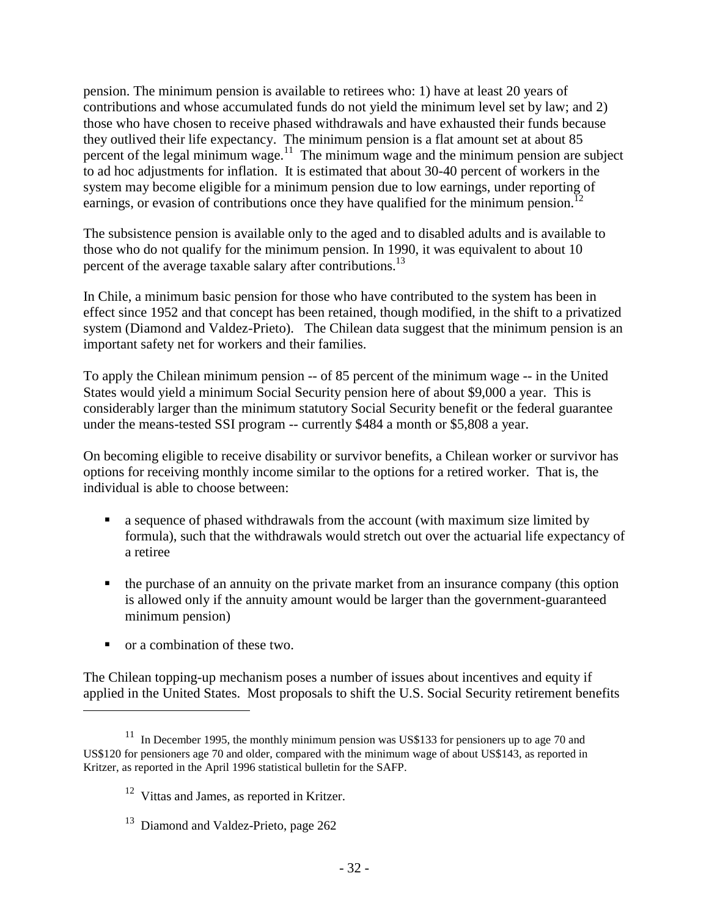pension. The minimum pension is available to retirees who: 1) have at least 20 years of contributions and whose accumulated funds do not yield the minimum level set by law; and 2) those who have chosen to receive phased withdrawals and have exhausted their funds because they outlived their life expectancy. The minimum pension is a flat amount set at about 85 percent of the legal minimum wage.[11] The minimum wage and the minimum pension are subject to ad hoc adjustments for inflation. It is estimated that about 30-40 percent of workers in the system may become eligible for a minimum pension due to low earnings, under reporting of earnings, or evasion of contributions once they have qualified for the minimum pension.[12]

The subsistence pension is available only to the aged and to disabled adults and is available to those who do not qualify for the minimum pension. In 1990, it was equivalent to about 10 percent of the average taxable salary after contributions.[13]

In Chile, a minimum basic pension for those who have contributed to the system has been in effect since 1952 and that concept has been retained, though modified, in the shift to a privatized system (Diamond and Valdez-Prieto). The Chilean data suggest that the minimum pension is an important safety net for workers and their families.

To apply the Chilean minimum pension -- of 85 percent of the minimum wage -- in the United States would yield a minimum Social Security pension here of about $9,000 a year. This is considerably larger than the minimum statutory Social Security benefit or the federal guarantee under the means-tested SSI program -- currently $484 a month or $5,808 a year.

On becoming eligible to receive disability or survivor benefits, a Chilean worker or survivor has options for receiving monthly income similar to the options for a retired worker. That is, the individual is able to choose between:

- a sequence of phased withdrawals from the account (with maximum size limited by formula), such that the withdrawals would stretch out over the actuarial life expectancy of a retiree
- the purchase of an annuity on the private market from an insurance company (this option is allowed only if the annuity amount would be larger than the government-guaranteed minimum pension)
- or a combination of these two.

The Chilean topping-up mechanism poses a number of issues about incentives and equity if applied in the United States. Most proposals to shift the U.S. Social Security retirement benefits

---

[11] In December 1995, the monthly minimum pension was US$133 for pensioners up to age 70 and US$120 for pensioners age 70 and older, compared with the minimum wage of about US$143, as reported in Kritzer, as reported in the April 1996 statistical bulletin for the SAFP.

[12] Vittas and James, as reported in Kritzer.

[13] Diamond and Valdez-Prieto, page 262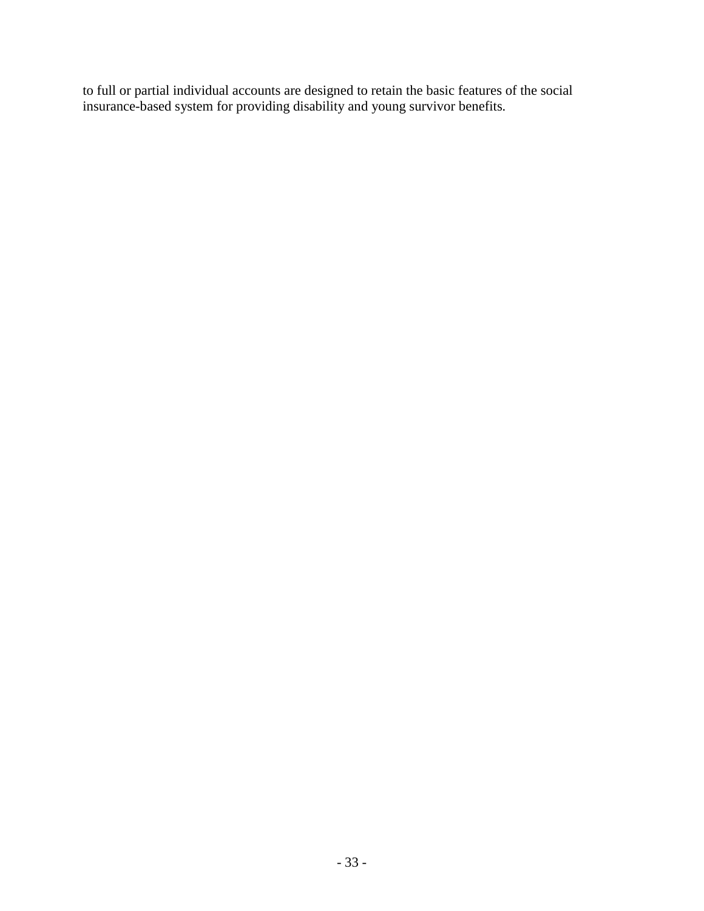to full or partial individual accounts are designed to retain the basic features of the social insurance-based system for providing disability and young survivor benefits.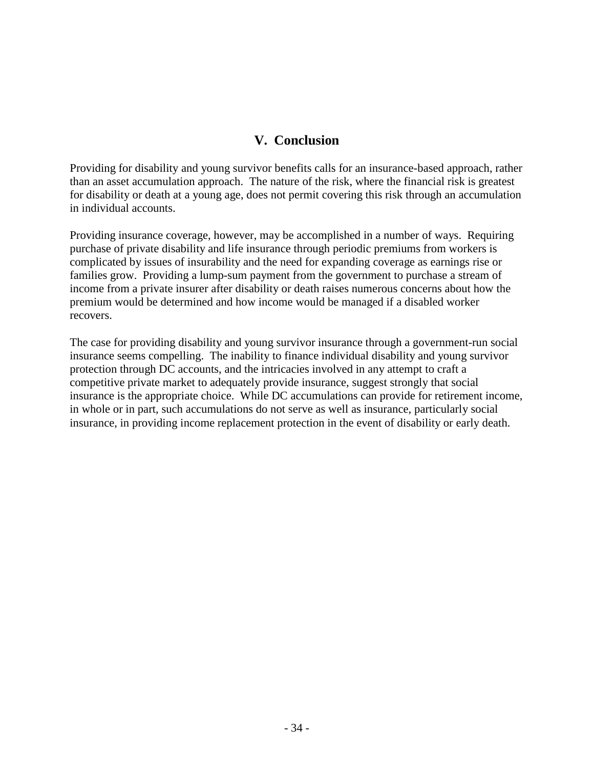## V. Conclusion

Providing for disability and young survivor benefits calls for an insurance-based approach, rather than an asset accumulation approach. The nature of the risk, where the financial risk is greatest for disability or death at a young age, does not permit covering this risk through an accumulation in individual accounts.

Providing insurance coverage, however, may be accomplished in a number of ways. Requiring purchase of private disability and life insurance through periodic premiums from workers is complicated by issues of insurability and the need for expanding coverage as earnings rise or families grow. Providing a lump-sum payment from the government to purchase a stream of income from a private insurer after disability or death raises numerous concerns about how the premium would be determined and how income would be managed if a disabled worker recovers.

The case for providing disability and young survivor insurance through a government-run social insurance seems compelling. The inability to finance individual disability and young survivor protection through DC accounts, and the intricacies involved in any attempt to craft a competitive private market to adequately provide insurance, suggest strongly that social insurance is the appropriate choice. While DC accumulations can provide for retirement income, in whole or in part, such accumulations do not serve as well as insurance, particularly social insurance, in providing income replacement protection in the event of disability or early death.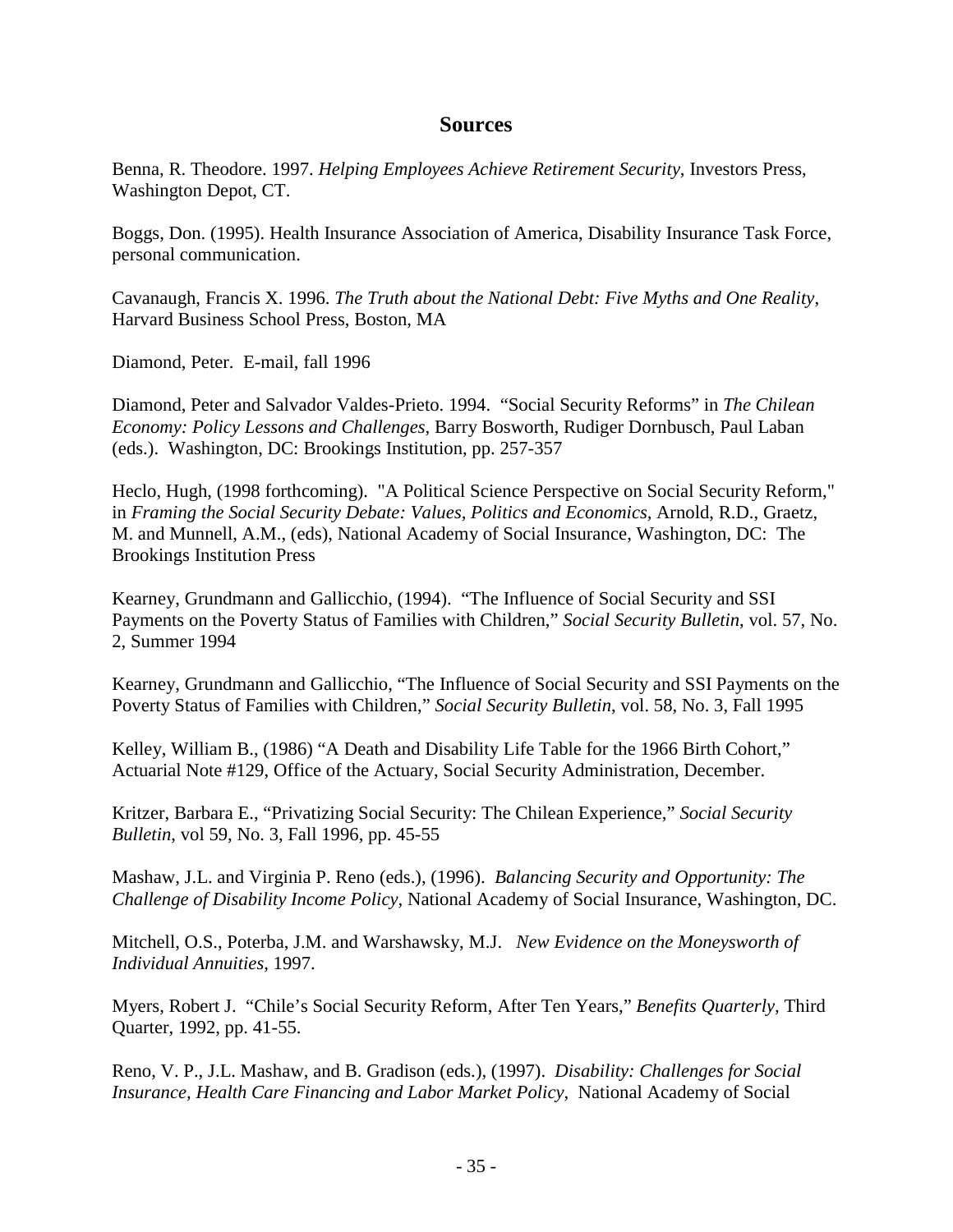## Sources

Benna, R. Theodore. 1997. *Helping Employees Achieve Retirement Security*, Investors Press, Washington Depot, CT.

Boggs, Don. (1995). Health Insurance Association of America, Disability Insurance Task Force, personal communication.

Cavanaugh, Francis X. 1996. *The Truth about the National Debt: Five Myths and One Reality*, Harvard Business School Press, Boston, MA

Diamond, Peter. E-mail, fall 1996

Diamond, Peter and Salvador Valdes-Prieto. 1994. "Social Security Reforms" in *The Chilean Economy: Policy Lessons and Challenges*, Barry Bosworth, Rudiger Dornbusch, Paul Laban (eds.). Washington, DC: Brookings Institution, pp. 257-357

Heclo, Hugh, (1998 forthcoming). "A Political Science Perspective on Social Security Reform," in *Framing the Social Security Debate: Values, Politics and Economics*, Arnold, R.D., Graetz, M. and Munnell, A.M., (eds), National Academy of Social Insurance, Washington, DC: The Brookings Institution Press

Kearney, Grundmann and Gallicchio, (1994). "The Influence of Social Security and SSI Payments on the Poverty Status of Families with Children," *Social Security Bulletin*, vol. 57, No. 2, Summer 1994

Kearney, Grundmann and Gallicchio, "The Influence of Social Security and SSI Payments on the Poverty Status of Families with Children," *Social Security Bulletin*, vol. 58, No. 3, Fall 1995

Kelley, William B., (1986) "A Death and Disability Life Table for the 1966 Birth Cohort," Actuarial Note #129, Office of the Actuary, Social Security Administration, December.

Kritzer, Barbara E., "Privatizing Social Security: The Chilean Experience," *Social Security Bulletin*, vol 59, No. 3, Fall 1996, pp. 45-55

Mashaw, J.L. and Virginia P. Reno (eds.), (1996). *Balancing Security and Opportunity: The Challenge of Disability Income Policy*, National Academy of Social Insurance, Washington, DC.

Mitchell, O.S., Poterba, J.M. and Warshawsky, M.J. *New Evidence on the Moneysworth of Individual Annuities*, 1997.

Myers, Robert J. "Chile's Social Security Reform, After Ten Years," *Benefits Quarterly*, Third Quarter, 1992, pp. 41-55.

Reno, V. P., J.L. Mashaw, and B. Gradison (eds.), (1997). *Disability: Challenges for Social Insurance, Health Care Financing and Labor Market Policy*, National Academy of Social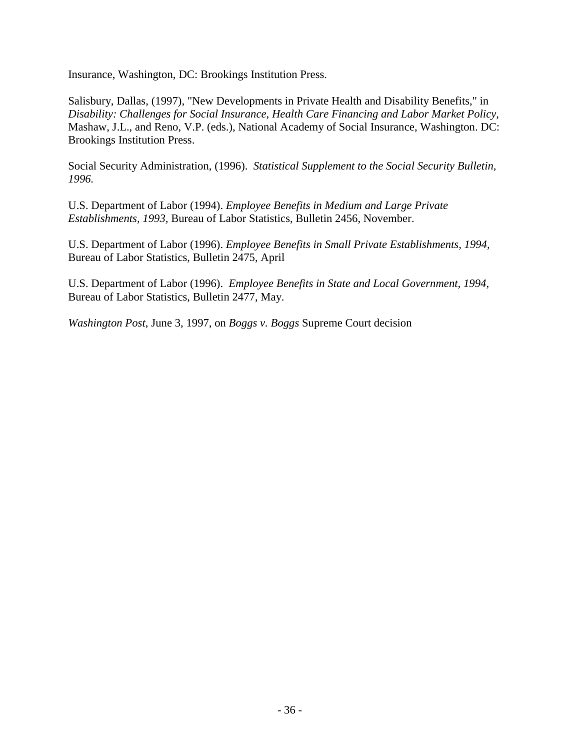Insurance, Washington, DC: Brookings Institution Press.

Salisbury, Dallas, (1997), "New Developments in Private Health and Disability Benefits," in *Disability: Challenges for Social Insurance, Health Care Financing and Labor Market Policy*, Mashaw, J.L., and Reno, V.P. (eds.), National Academy of Social Insurance, Washington. DC: Brookings Institution Press.

Social Security Administration, (1996). *Statistical Supplement to the Social Security Bulletin, 1996.*

U.S. Department of Labor (1994). *Employee Benefits in Medium and Large Private Establishments, 1993,* Bureau of Labor Statistics, Bulletin 2456, November.

U.S. Department of Labor (1996). *Employee Benefits in Small Private Establishments, 1994,* Bureau of Labor Statistics, Bulletin 2475, April

U.S. Department of Labor (1996). *Employee Benefits in State and Local Government, 1994,* Bureau of Labor Statistics, Bulletin 2477, May.

*Washington Post*, June 3, 1997, on *Boggs v. Boggs* Supreme Court decision